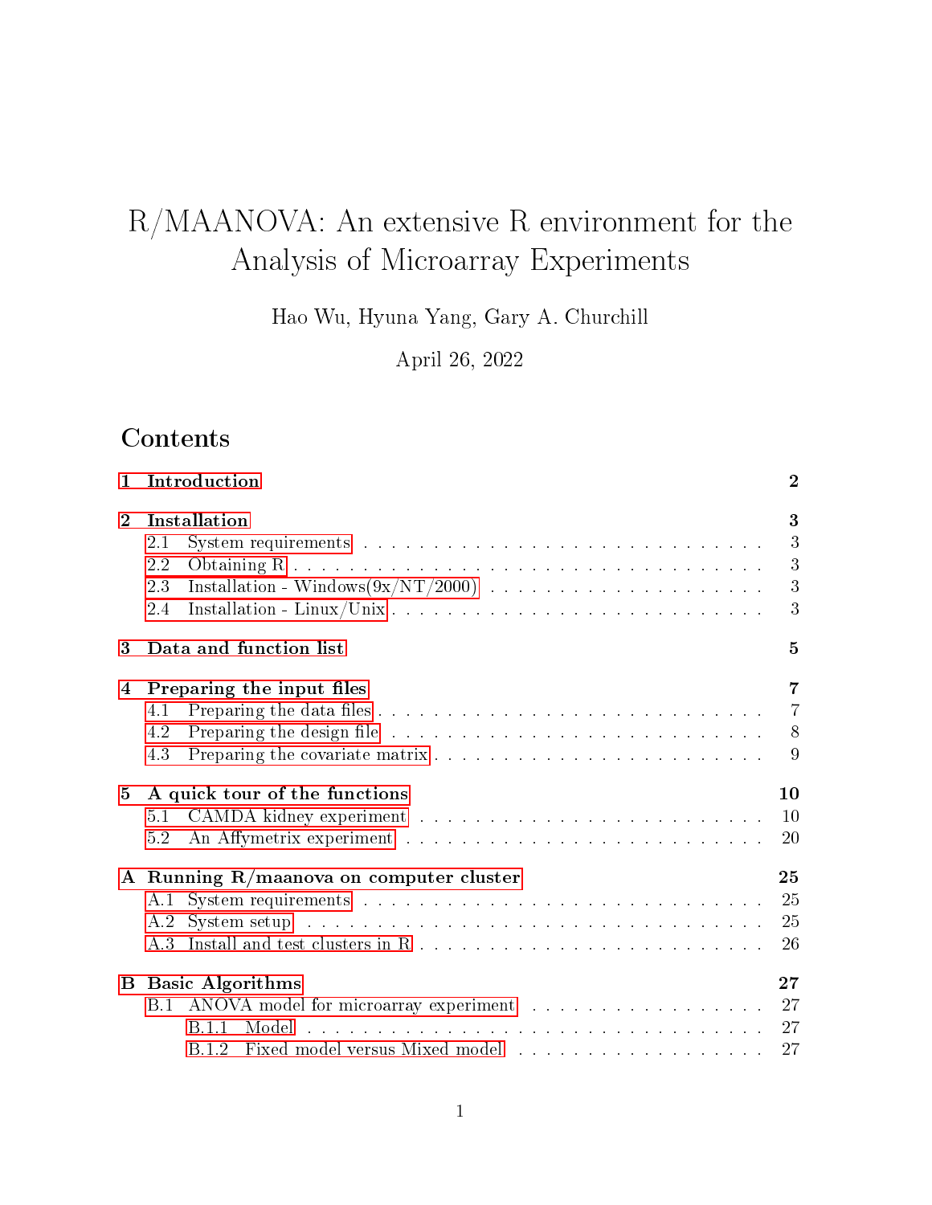# R/MAANOVA: An extensive R environment for the Analysis of Microarray Experiments

Hao Wu, Hyuna Yang, Gary A. Churchill

April 26, 2022

## Contents

- **1 Introduction** — 2
- **2 Installation** — 3
  - 2.1 System requirements — 3
  - 2.2 Obtaining R — 3
  - 2.3 Installation - Windows(9x/NT/2000) — 3
  - 2.4 Installation - Linux/Unix — 3
- **3 Data and function list** — 5
- **4 Preparing the input files** — 7
  - 4.1 Preparing the data files — 7
  - 4.2 Preparing the design file — 8
  - 4.3 Preparing the covariate matrix — 9
- **5 A quick tour of the functions** — 10
  - 5.1 CAMDA kidney experiment — 10
  - 5.2 An Affymetrix experiment — 20
- **A Running R/maanova on computer cluster** — 25
  - A.1 System requirements — 25
  - A.2 System setup — 25
  - A.3 Install and test clusters in R — 26
- **B Basic Algorithms** — 27
  - B.1 ANOVA model for microarray experiment — 27
    - B.1.1 Model — 27
    - B.1.2 Fixed model versus Mixed model — 27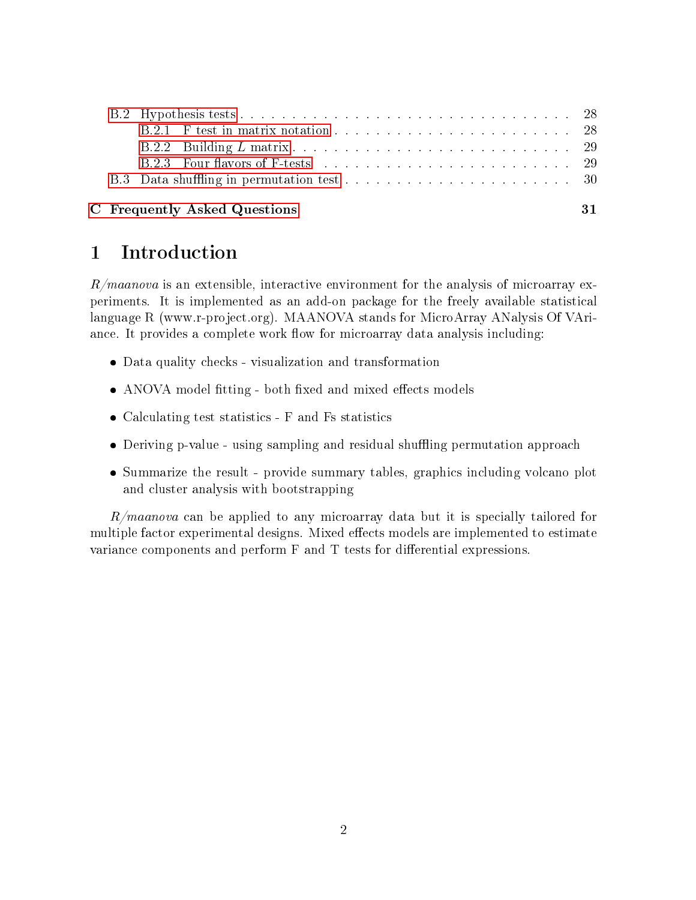- B.2 Hypothesis tests . . . . . . . . . . 28
  - B.2.1 F test in matrix notation . . . . . . . . . . 28
  - B.2.2 Building $L$ matrix . . . . . . . . . . 29
  - B.2.3 Four flavors of F-tests . . . . . . . . . . 29
- B.3 Data shuffling in permutation test . . . . . . . . . . 30

**C Frequently Asked Questions** **31**

# 1 Introduction

*R/maanova* is an extensible, interactive environment for the analysis of microarray experiments. It is implemented as an add-on package for the freely available statistical language R (www.r-project.org). MAANOVA stands for MicroArray ANalysis Of VAriance. It provides a complete work flow for microarray data analysis including:

- Data quality checks - visualization and transformation
- ANOVA model fitting - both fixed and mixed effects models
- Calculating test statistics - F and Fs statistics
- Deriving p-value - using sampling and residual shuffling permutation approach
- Summarize the result - provide summary tables, graphics including volcano plot and cluster analysis with bootstrapping

*R/maanova* can be applied to any microarray data but it is specially tailored for multiple factor experimental designs. Mixed effects models are implemented to estimate variance components and perform F and T tests for differential expressions.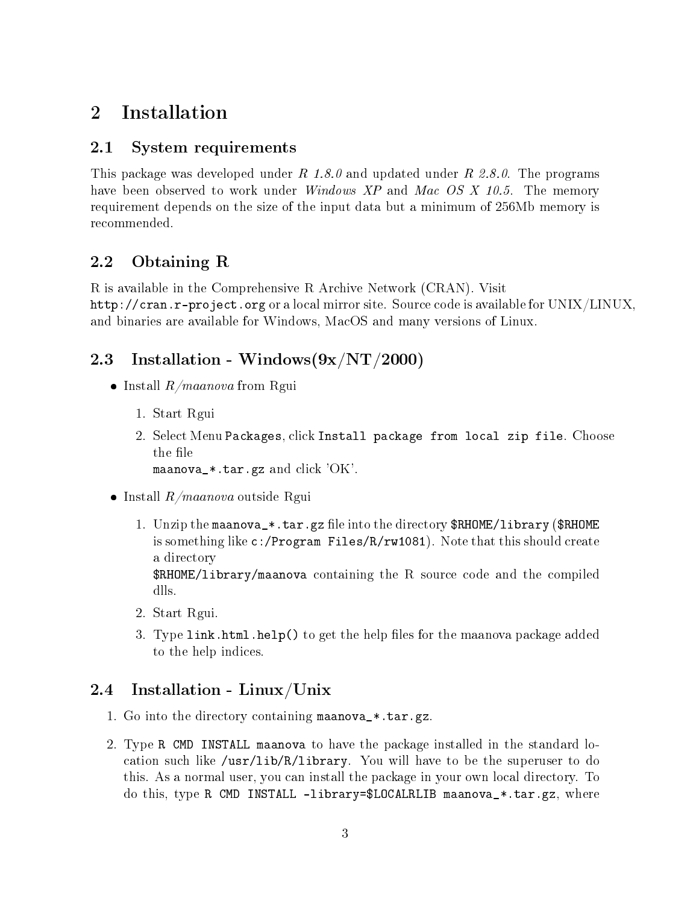# 2 Installation

## 2.1 System requirements

This package was developed under *R 1.8.0* and updated under *R 2.8.0*. The programs have been observed to work under *Windows XP* and *Mac OS X 10.5*. The memory requirement depends on the size of the input data but a minimum of 256Mb memory is recommended.

## 2.2 Obtaining R

R is available in the Comprehensive R Archive Network (CRAN). Visit `http://cran.r-project.org` or a local mirror site. Source code is available for UNIX/LINUX, and binaries are available for Windows, MacOS and many versions of Linux.

## 2.3 Installation - Windows(9x/NT/2000)

- Install *R/maanova* from Rgui
  1. Start Rgui
  2. Select Menu `Packages`, click `Install package from local zip file`. Choose the file `maanova_*.tar.gz` and click 'OK'.
- Install *R/maanova* outside Rgui
  1. Unzip the `maanova_*.tar.gz` file into the directory `$RHOME/library` (`$RHOME` is something like `c:/Program Files/R/rw1081`). Note that this should create a directory `$RHOME/library/maanova` containing the R source code and the compiled dlls.
  2. Start Rgui.
  3. Type `link.html.help()` to get the help files for the maanova package added to the help indices.

## 2.4 Installation - Linux/Unix

1. Go into the directory containing `maanova_*.tar.gz`.
2. Type `R CMD INSTALL maanova` to have the package installed in the standard location such like `/usr/lib/R/library`. You will have to be the superuser to do this. As a normal user, you can install the package in your own local directory. To do this, type `R CMD INSTALL -library=$LOCALRLIB maanova_*.tar.gz`, where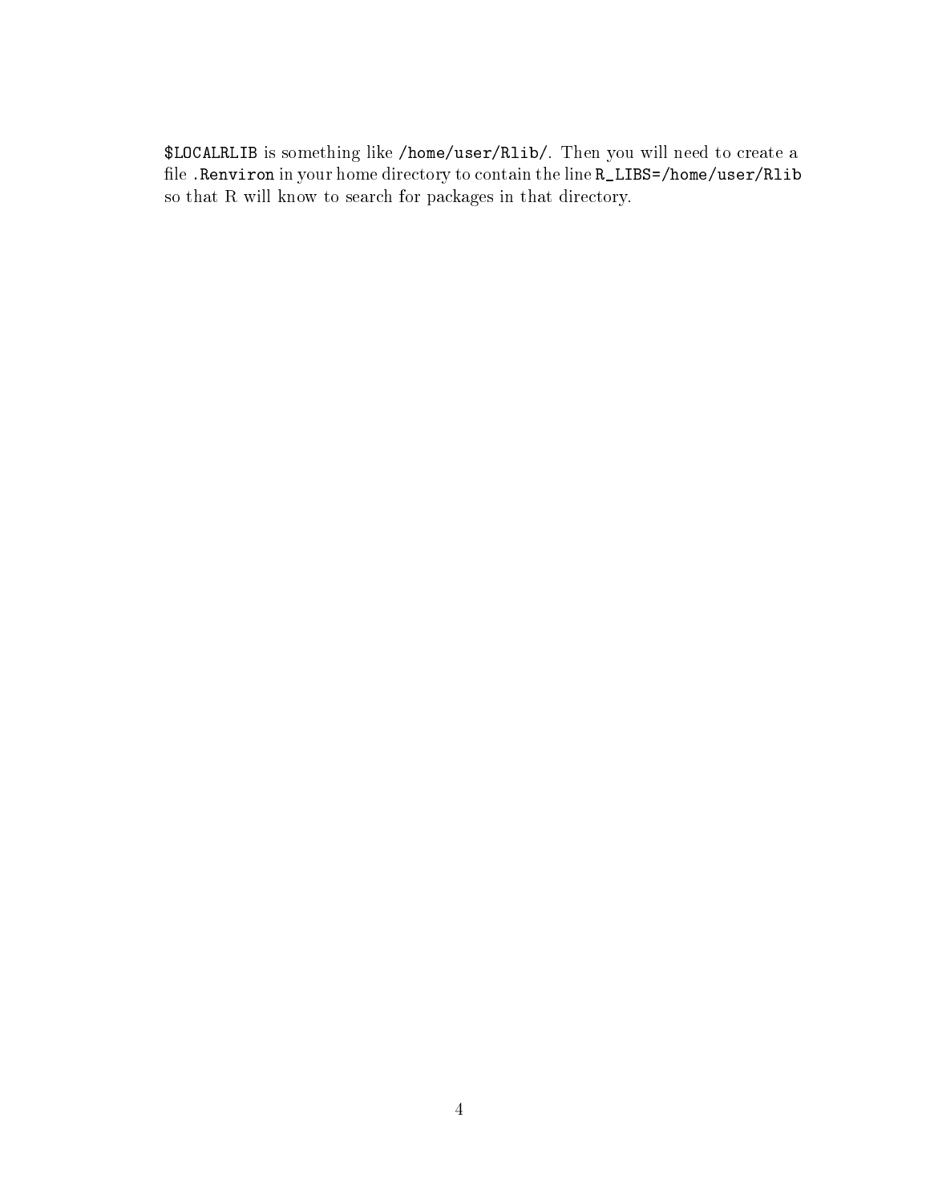`$LOCALRLIB` is something like `/home/user/Rlib/`. Then you will need to create a file `.Renviron` in your home directory to contain the line `R_LIBS=/home/user/Rlib` so that R will know to search for packages in that directory.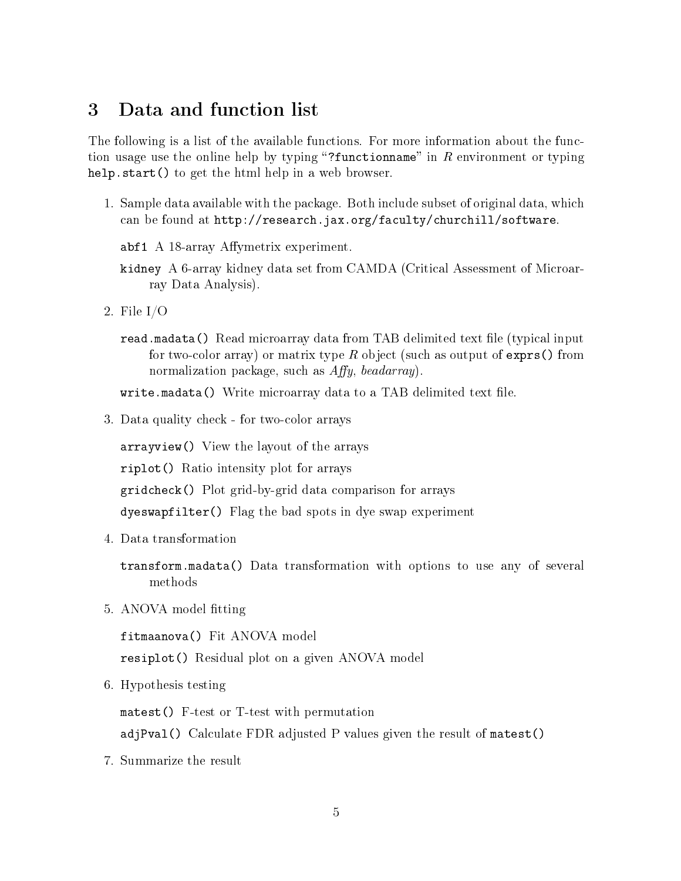## 3 Data and function list

The following is a list of the available functions. For more information about the function usage use the online help by typing "`?functionname`" in *R* environment or typing `help.start()` to get the html help in a web browser.

1. Sample data available with the package. Both include subset of original data, which can be found at `http://research.jax.org/faculty/churchill/software`.

   `abf1` A 18-array Affymetrix experiment.

   `kidney` A 6-array kidney data set from CAMDA (Critical Assessment of Microarray Data Analysis).

2. File I/O

   `read.madata()` Read microarray data from TAB delimited text file (typical input for two-color array) or matrix type *R* object (such as output of `exprs()` from normalization package, such as *Affy*, *beadarray*).

   `write.madata()` Write microarray data to a TAB delimited text file.

3. Data quality check - for two-color arrays

   `arrayview()` View the layout of the arrays

   `riplot()` Ratio intensity plot for arrays

   `gridcheck()` Plot grid-by-grid data comparison for arrays

   `dyeswapfilter()` Flag the bad spots in dye swap experiment

4. Data transformation

   `transform.madata()` Data transformation with options to use any of several methods

5. ANOVA model fitting

   `fitmaanova()` Fit ANOVA model

   `resiplot()` Residual plot on a given ANOVA model

6. Hypothesis testing

   `matest()` F-test or T-test with permutation

   `adjPval()` Calculate FDR adjusted P values given the result of `matest()`

7. Summarize the result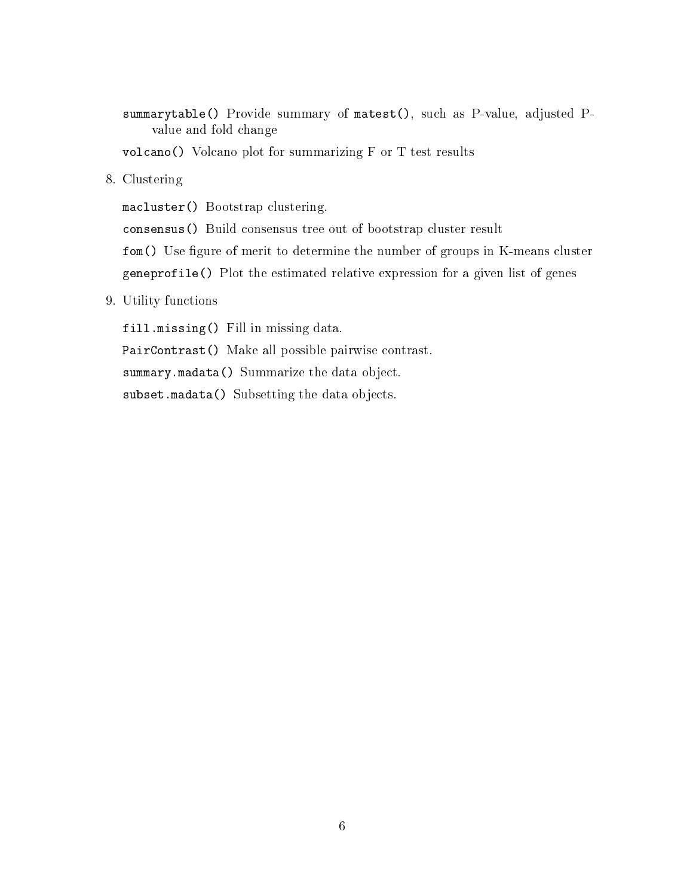`summarytable()` Provide summary of `matest()`, such as P-value, adjusted P-value and fold change

`volcano()` Volcano plot for summarizing F or T test results

8. Clustering

   `macluster()` Bootstrap clustering.

   `consensus()` Build consensus tree out of bootstrap cluster result

   `fom()` Use figure of merit to determine the number of groups in K-means cluster

   `geneprofile()` Plot the estimated relative expression for a given list of genes

9. Utility functions

   `fill.missing()` Fill in missing data.

   `PairContrast()` Make all possible pairwise contrast.

   `summary.madata()` Summarize the data object.

   `subset.madata()` Subsetting the data objects.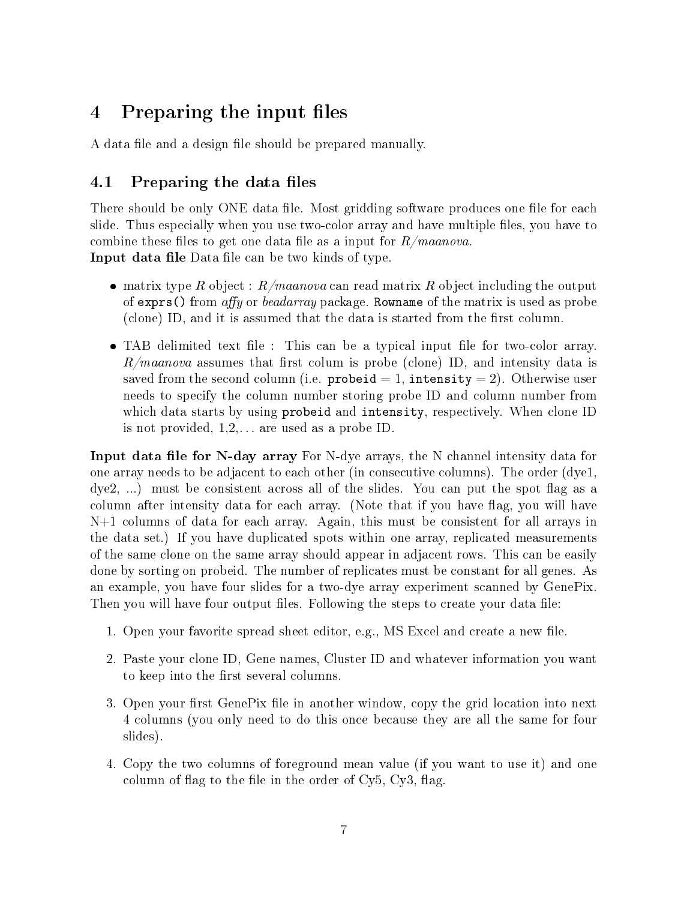# 4 Preparing the input files

A data file and a design file should be prepared manually.

## 4.1 Preparing the data files

There should be only ONE data file. Most gridding software produces one file for each slide. Thus especially when you use two-color array and have multiple files, you have to combine these files to get one data file as a input for *R/maanova*.

**Input data file** Data file can be two kinds of type.

- matrix type *R* object : *R/maanova* can read matrix *R* object including the output of `exprs()` from *affy* or *beadarray* package. `Rowname` of the matrix is used as probe (clone) ID, and it is assumed that the data is started from the first column.
- TAB delimited text file : This can be a typical input file for two-color array. *R/maanova* assumes that first colum is probe (clone) ID, and intensity data is saved from the second column (i.e. `probeid` = 1, `intensity` = 2). Otherwise user needs to specify the column number storing probe ID and column number from which data starts by using `probeid` and `intensity`, respectively. When clone ID is not provided, 1,2,... are used as a probe ID.

**Input data file for N-day array** For N-dye arrays, the N channel intensity data for one array needs to be adjacent to each other (in consecutive columns). The order (dye1, dye2, ...) must be consistent across all of the slides. You can put the spot flag as a column after intensity data for each array. (Note that if you have flag, you will have N+1 columns of data for each array. Again, this must be consistent for all arrays in the data set.) If you have duplicated spots within one array, replicated measurements of the same clone on the same array should appear in adjacent rows. This can be easily done by sorting on probeid. The number of replicates must be constant for all genes. As an example, you have four slides for a two-dye array experiment scanned by GenePix. Then you will have four output files. Following the steps to create your data file:

1. Open your favorite spread sheet editor, e.g., MS Excel and create a new file.
2. Paste your clone ID, Gene names, Cluster ID and whatever information you want to keep into the first several columns.
3. Open your first GenePix file in another window, copy the grid location into next 4 columns (you only need to do this once because they are all the same for four slides).
4. Copy the two columns of foreground mean value (if you want to use it) and one column of flag to the file in the order of Cy5, Cy3, flag.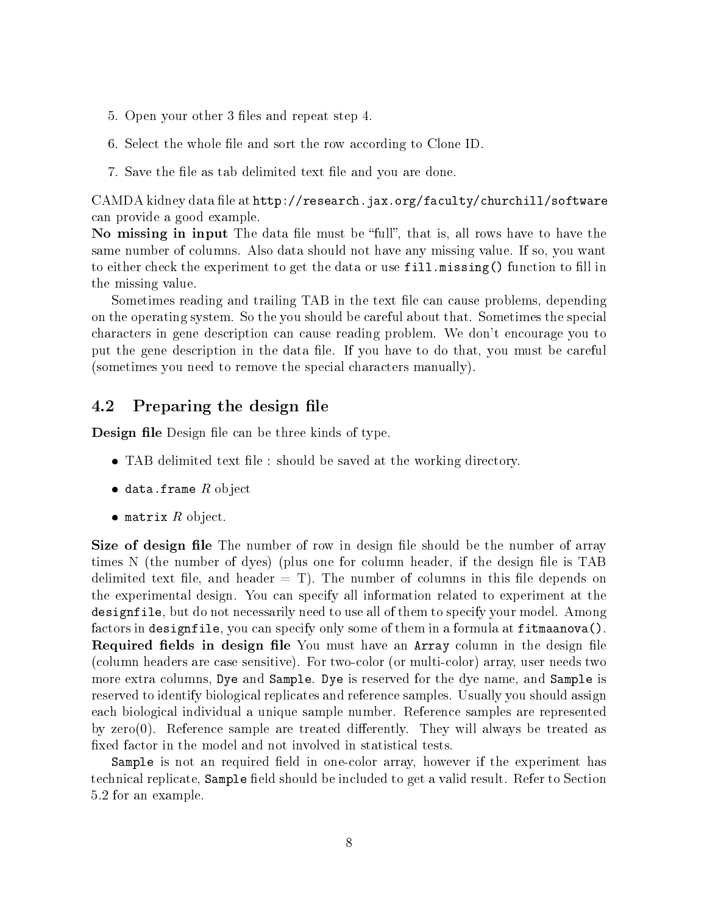5. Open your other 3 files and repeat step 4.

6. Select the whole file and sort the row according to Clone ID.

7. Save the file as tab delimited text file and you are done.

CAMDA kidney data file at `http://research.jax.org/faculty/churchill/software` can provide a good example.

**No missing in input** The data file must be "full", that is, all rows have to have the same number of columns. Also data should not have any missing value. If so, you want to either check the experiment to get the data or use `fill.missing()` function to fill in the missing value.

Sometimes reading and trailing TAB in the text file can cause problems, depending on the operating system. So the you should be careful about that. Sometimes the special characters in gene description can cause reading problem. We don't encourage you to put the gene description in the data file. If you have to do that, you must be careful (sometimes you need to remove the special characters manually).

## 4.2 Preparing the design file

**Design file** Design file can be three kinds of type.

- TAB delimited text file : should be saved at the working directory.
- `data.frame` *R* object
- `matrix` *R* object.

**Size of design file** The number of row in design file should be the number of array times N (the number of dyes) (plus one for column header, if the design file is TAB delimited text file, and header = T). The number of columns in this file depends on the experimental design. You can specify all information related to experiment at the `designfile`, but do not necessarily need to use all of them to specify your model. Among factors in `designfile`, you can specify only some of them in a formula at `fitmaanova()`.

**Required fields in design file** You must have an `Array` column in the design file (column headers are case sensitive). For two-color (or multi-color) array, user needs two more extra columns, `Dye` and `Sample`. `Dye` is reserved for the dye name, and `Sample` is reserved to identify biological replicates and reference samples. Usually you should assign each biological individual a unique sample number. Reference samples are represented by zero(0). Reference sample are treated differently. They will always be treated as fixed factor in the model and not involved in statistical tests.

`Sample` is not an required field in one-color array, however if the experiment has technical replicate, `Sample` field should be included to get a valid result. Refer to Section 5.2 for an example.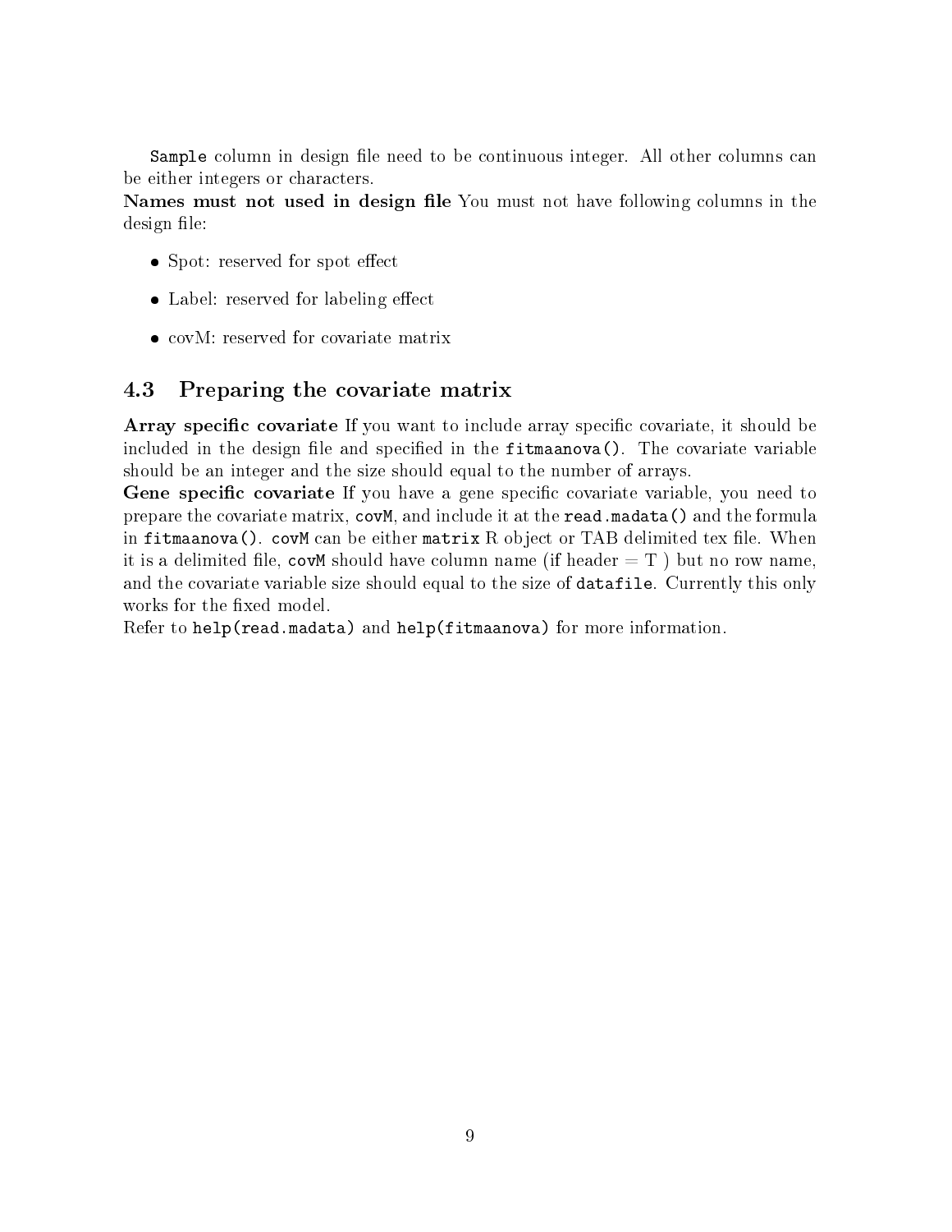`Sample` column in design file need to be continuous integer. All other columns can be either integers or characters.

**Names must not used in design file** You must not have following columns in the design file:

- Spot: reserved for spot effect
- Label: reserved for labeling effect
- covM: reserved for covariate matrix

## 4.3 Preparing the covariate matrix

**Array specific covariate** If you want to include array specific covariate, it should be included in the design file and specified in the `fitmaanova()`. The covariate variable should be an integer and the size should equal to the number of arrays.

**Gene specific covariate** If you have a gene specific covariate variable, you need to prepare the covariate matrix, `covM`, and include it at the `read.madata()` and the formula in `fitmaanova()`. `covM` can be either `matrix` R object or TAB delimited tex file. When it is a delimited file, `covM` should have column name (if header = T ) but no row name, and the covariate variable size should equal to the size of `datafile`. Currently this only works for the fixed model.

Refer to `help(read.madata)` and `help(fitmaanova)` for more information.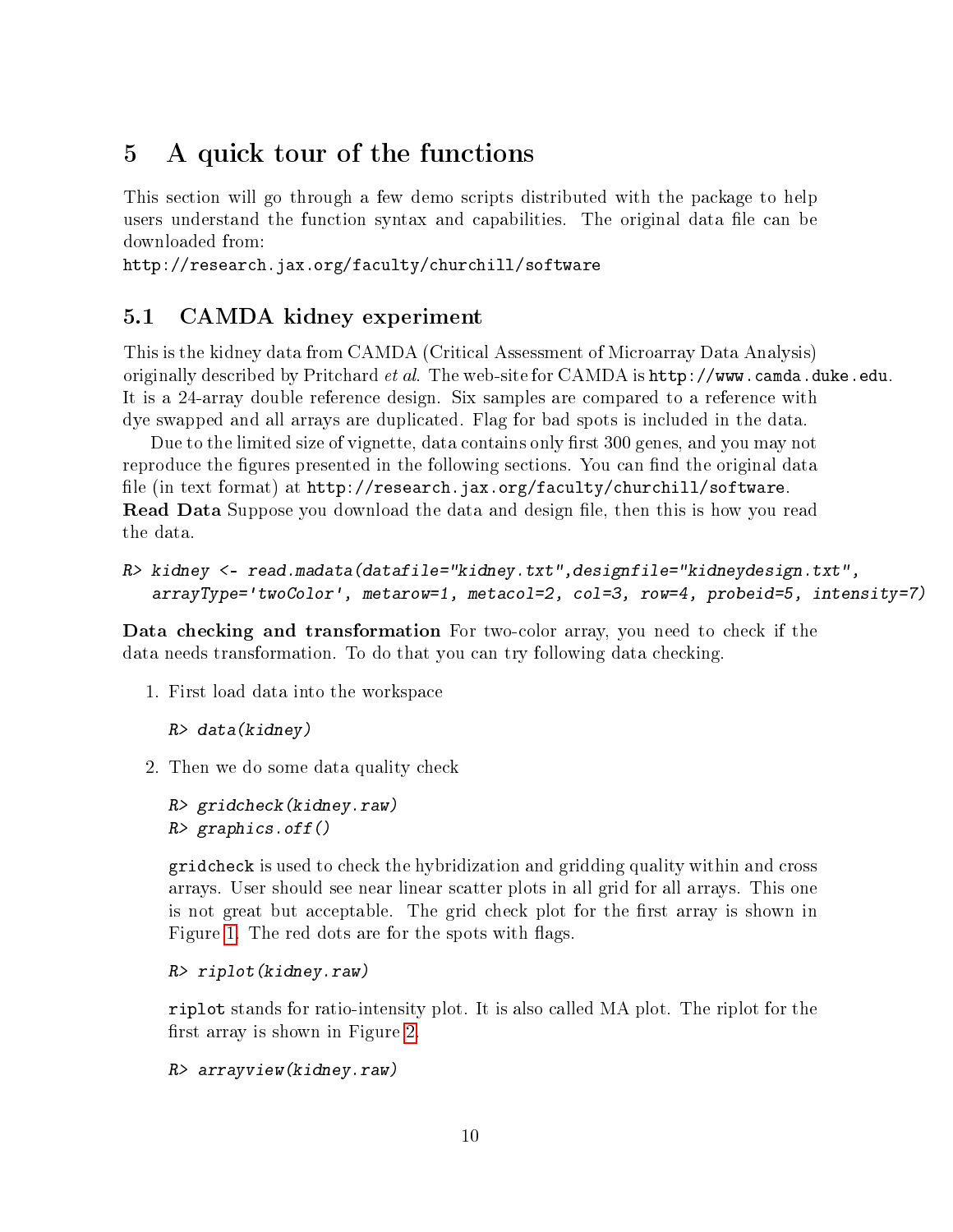## 5 A quick tour of the functions

This section will go through a few demo scripts distributed with the package to help users understand the function syntax and capabilities. The original data file can be downloaded from:
`http://research.jax.org/faculty/churchill/software`

### 5.1 CAMDA kidney experiment

This is the kidney data from CAMDA (Critical Assessment of Microarray Data Analysis) originally described by Pritchard *et al*. The web-site for CAMDA is `http://www.camda.duke.edu`. It is a 24-array double reference design. Six samples are compared to a reference with dye swapped and all arrays are duplicated. Flag for bad spots is included in the data.

Due to the limited size of vignette, data contains only first 300 genes, and you may not reproduce the figures presented in the following sections. You can find the original data file (in text format) at `http://research.jax.org/faculty/churchill/software`.

**Read Data** Suppose you download the data and design file, then this is how you read the data.

```
R> kidney <- read.madata(datafile="kidney.txt",designfile="kidneydesign.txt",
   arrayType='twoColor', metarow=1, metacol=2, col=3, row=4, probeid=5, intensity=7)
```

**Data checking and transformation** For two-color array, you need to check if the data needs transformation. To do that you can try following data checking.

1. First load data into the workspace

   ```
   R> data(kidney)
   ```

2. Then we do some data quality check

   ```
   R> gridcheck(kidney.raw)
   R> graphics.off()
   ```

   `gridcheck` is used to check the hybridization and gridding quality within and cross arrays. User should see near linear scatter plots in all grid for all arrays. This one is not great but acceptable. The grid check plot for the first array is shown in Figure 1. The red dots are for the spots with flags.

   ```
   R> riplot(kidney.raw)
   ```

   `riplot` stands for ratio-intensity plot. It is also called MA plot. The riplot for the first array is shown in Figure 2.

   ```
   R> arrayview(kidney.raw)
   ```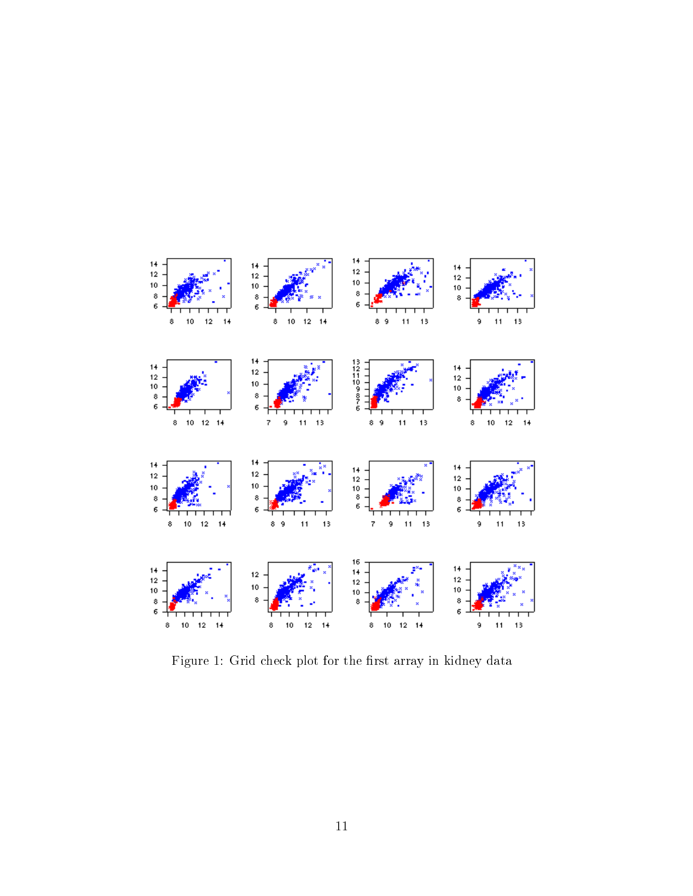Figure 1: Grid check plot for the first array in kidney data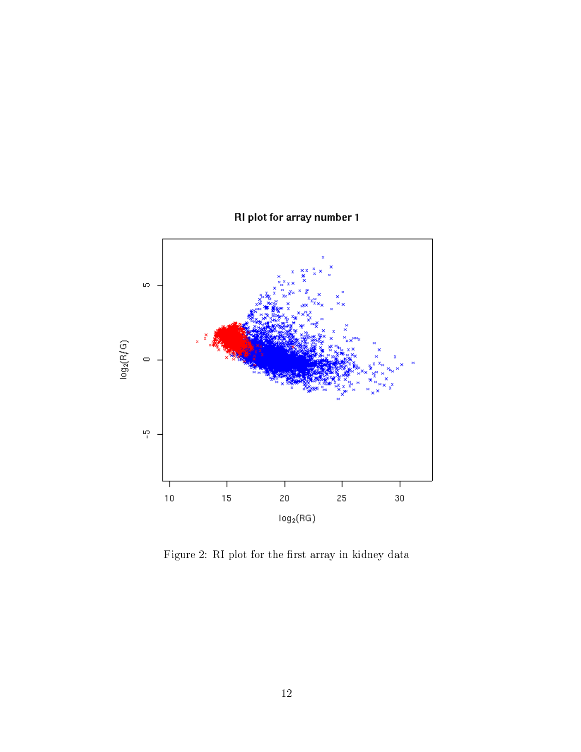Figure 2: RI plot for the first array in kidney data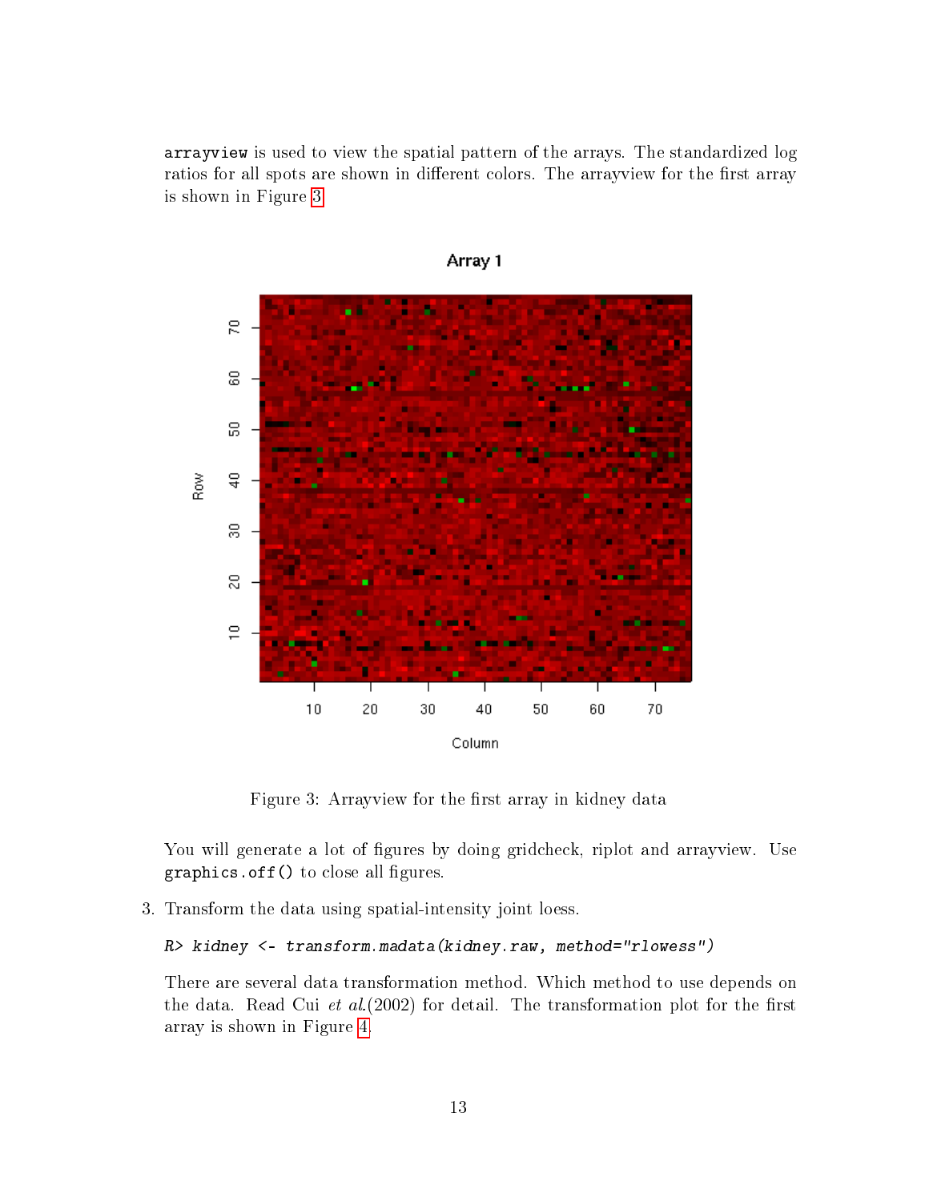`arrayview` is used to view the spatial pattern of the arrays. The standardized log ratios for all spots are shown in different colors. The arrayview for the first array is shown in Figure 3.

Figure 3: Arrayview for the first array in kidney data

You will generate a lot of figures by doing gridcheck, riplot and arrayview. Use `graphics.off()` to close all figures.

3. Transform the data using spatial-intensity joint loess.

   ```
   R> kidney <- transform.madata(kidney.raw, method="rlowess")
   ```

   There are several data transformation method. Which method to use depends on the data. Read Cui *et al.*(2002) for detail. The transformation plot for the first array is shown in Figure 4.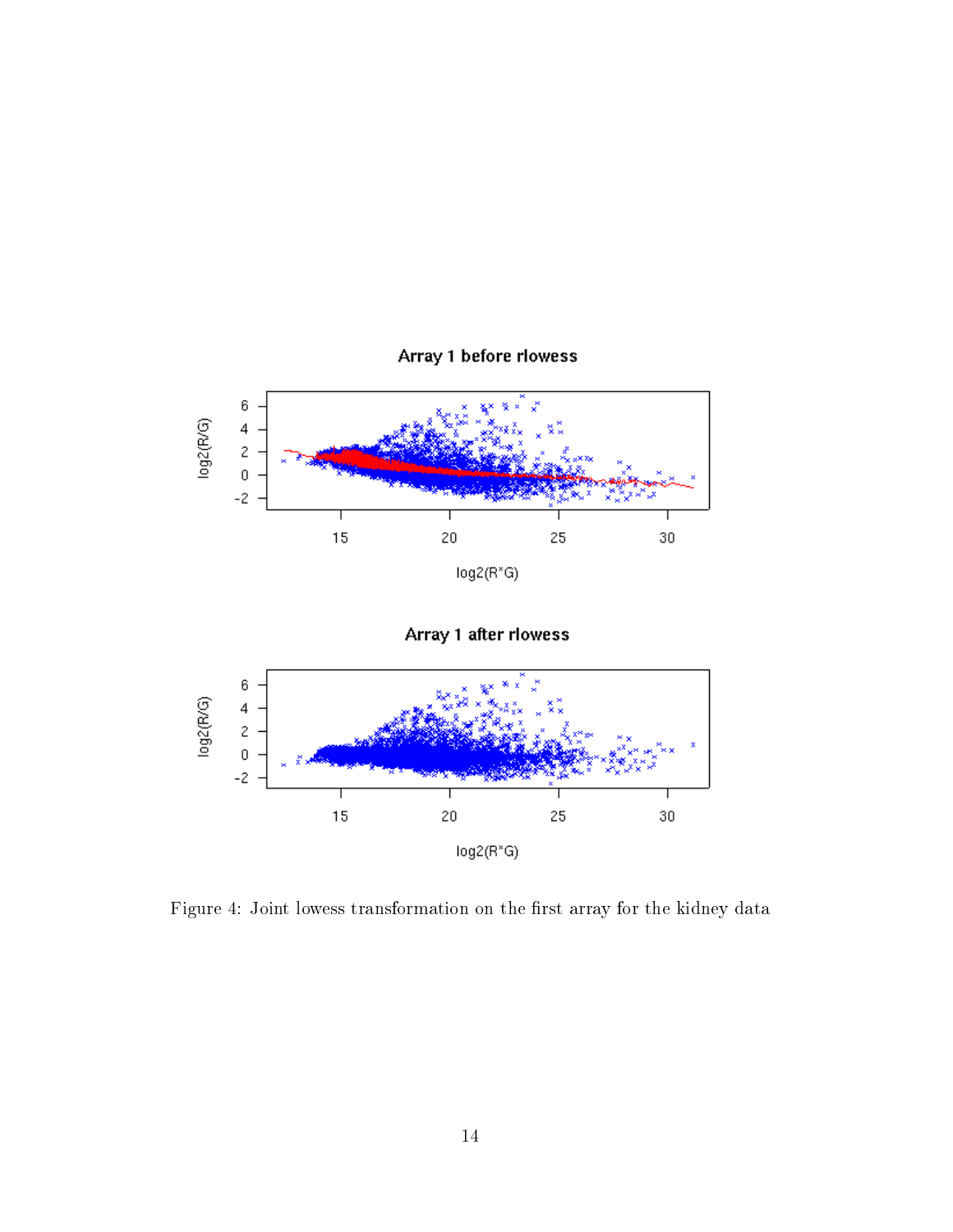Figure 4: Joint lowess transformation on the first array for the kidney data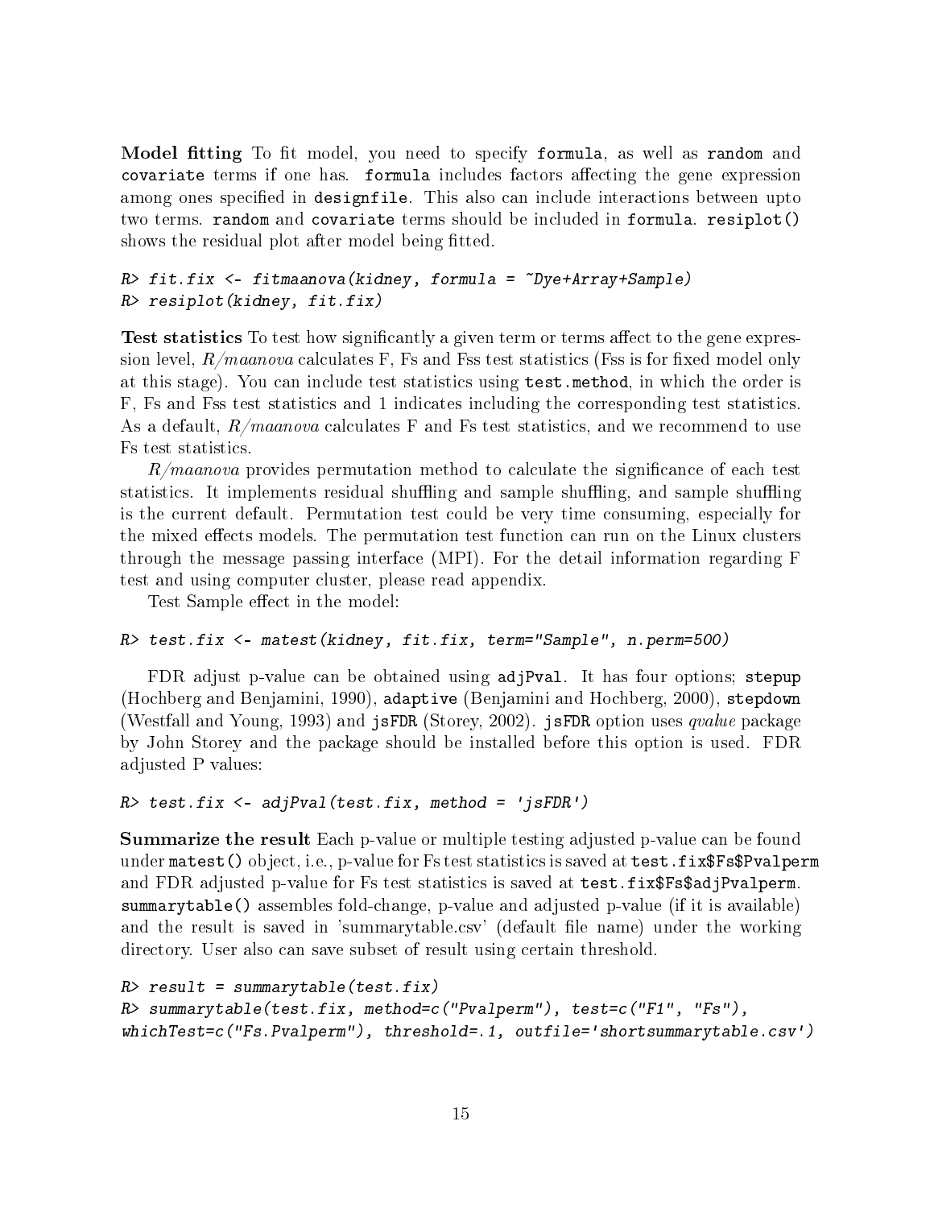**Model fitting** To fit model, you need to specify `formula`, as well as `random` and `covariate` terms if one has. `formula` includes factors affecting the gene expression among ones specified in `designfile`. This also can include interactions between upto two terms. `random` and `covariate` terms should be included in `formula`. `resiplot()` shows the residual plot after model being fitted.

```
R> fit.fix <- fitmaanova(kidney, formula = ~Dye+Array+Sample)
R> resiplot(kidney, fit.fix)
```

**Test statistics** To test how significantly a given term or terms affect to the gene expression level, *R/maanova* calculates F, Fs and Fss test statistics (Fss is for fixed model only at this stage). You can include test statistics using `test.method`, in which the order is F, Fs and Fss test statistics and 1 indicates including the corresponding test statistics. As a default, *R/maanova* calculates F and Fs test statistics, and we recommend to use Fs test statistics.

*R/maanova* provides permutation method to calculate the significance of each test statistics. It implements residual shuffling and sample shuffling, and sample shuffling is the current default. Permutation test could be very time consuming, especially for the mixed effects models. The permutation test function can run on the Linux clusters through the message passing interface (MPI). For the detail information regarding F test and using computer cluster, please read appendix.

Test Sample effect in the model:

```
R> test.fix <- matest(kidney, fit.fix, term="Sample", n.perm=500)
```

FDR adjust p-value can be obtained using `adjPval`. It has four options; `stepup` (Hochberg and Benjamini, 1990), `adaptive` (Benjamini and Hochberg, 2000), `stepdown` (Westfall and Young, 1993) and `jsFDR` (Storey, 2002). `jsFDR` option uses *qvalue* package by John Storey and the package should be installed before this option is used. FDR adjusted P values:

```
R> test.fix <- adjPval(test.fix, method = 'jsFDR')
```

**Summarize the result** Each p-value or multiple testing adjusted p-value can be found under `matest()` object, i.e., p-value for Fs test statistics is saved at `test.fix$Fs$Pvalperm` and FDR adjusted p-value for Fs test statistics is saved at `test.fix$Fs$adjPvalperm`. `summarytable()` assembles fold-change, p-value and adjusted p-value (if it is available) and the result is saved in 'summarytable.csv' (default file name) under the working directory. User also can save subset of result using certain threshold.

```
R> result = summarytable(test.fix)
R> summarytable(test.fix, method=c("Pvalperm"), test=c("F1", "Fs"),
whichTest=c("Fs.Pvalperm"), threshold=.1, outfile='shortsummarytable.csv')
```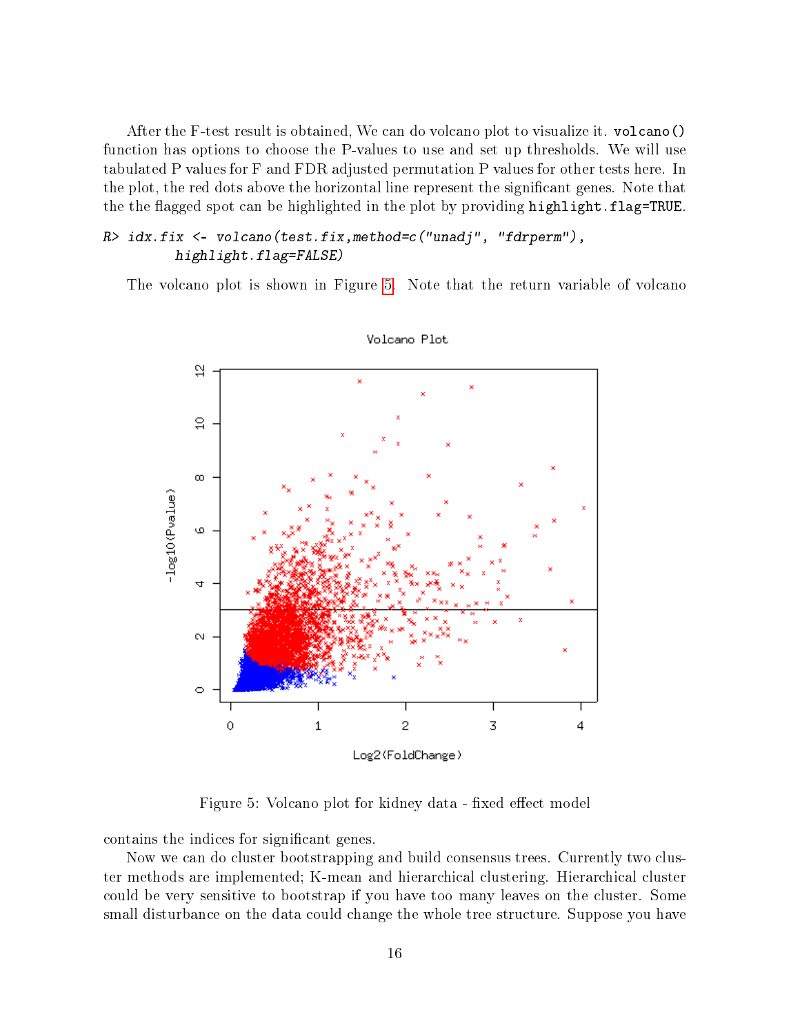After the F-test result is obtained, We can do volcano plot to visualize it. `volcano()` function has options to choose the P-values to use and set up thresholds. We will use tabulated P values for F and FDR adjusted permutation P values for other tests here. In the plot, the red dots above the horizontal line represent the significant genes. Note that the the flagged spot can be highlighted in the plot by providing `highlight.flag=TRUE`.

```
R> idx.fix <- volcano(test.fix,method=c("unadj", "fdrperm"),
       highlight.flag=FALSE)
```

The volcano plot is shown in Figure 5. Note that the return variable of volcano contains the indices for significant genes.

Figure 5: Volcano plot for kidney data - fixed effect model

Now we can do cluster bootstrapping and build consensus trees. Currently two cluster methods are implemented; K-mean and hierarchical clustering. Hierarchical cluster could be very sensitive to bootstrap if you have too many leaves on the cluster. Some small disturbance on the data could change the whole tree structure. Suppose you have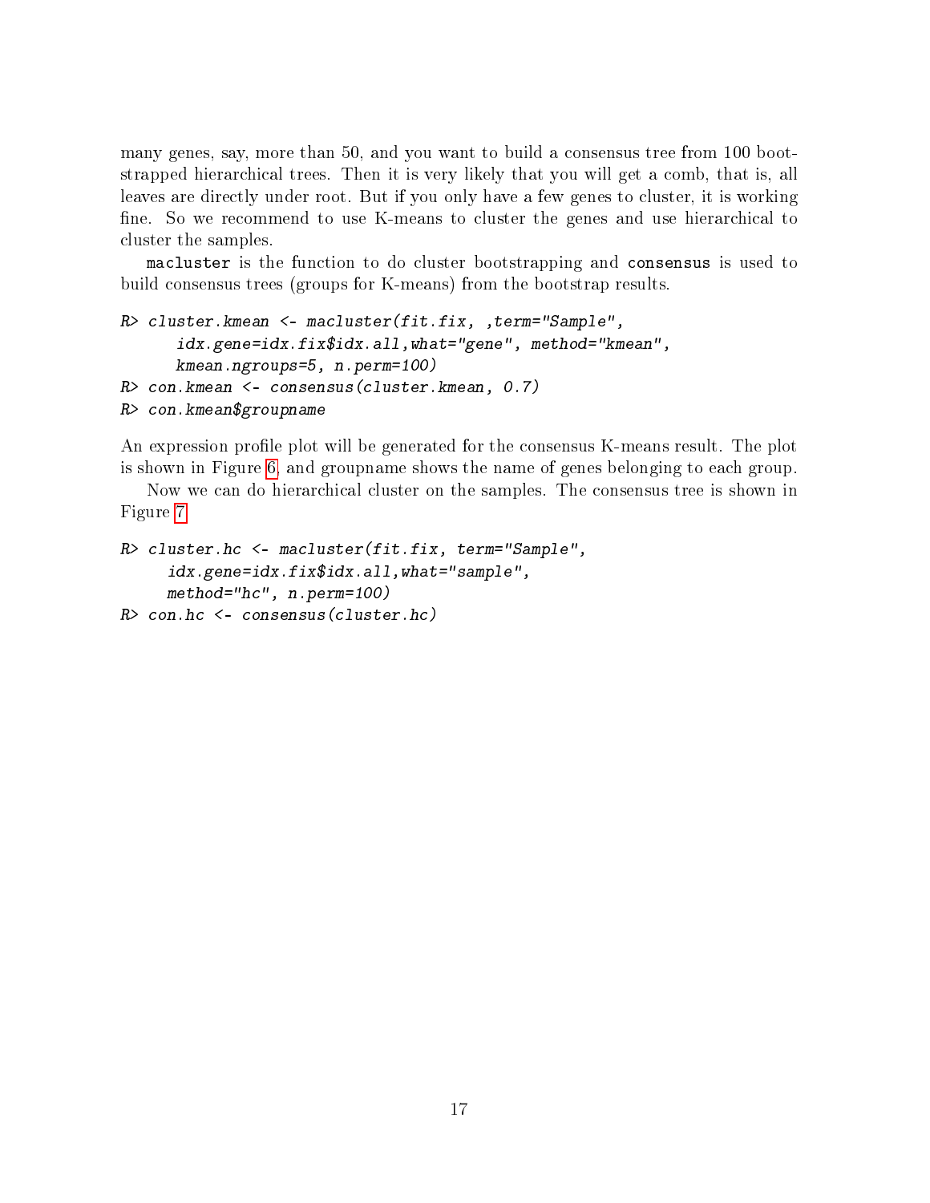many genes, say, more than 50, and you want to build a consensus tree from 100 bootstrapped hierarchical trees. Then it is very likely that you will get a comb, that is, all leaves are directly under root. But if you only have a few genes to cluster, it is working fine. So we recommend to use K-means to cluster the genes and use hierarchical to cluster the samples.

`macluster` is the function to do cluster bootstrapping and `consensus` is used to build consensus trees (groups for K-means) from the bootstrap results.

```
R> cluster.kmean <- macluster(fit.fix, ,term="Sample",
      idx.gene=idx.fix$idx.all,what="gene", method="kmean",
      kmean.ngroups=5, n.perm=100)
R> con.kmean <- consensus(cluster.kmean, 0.7)
R> con.kmean$groupname
```

An expression profile plot will be generated for the consensus K-means result. The plot is shown in Figure 6, and groupname shows the name of genes belonging to each group.

Now we can do hierarchical cluster on the samples. The consensus tree is shown in Figure 7

```
R> cluster.hc <- macluster(fit.fix, term="Sample",
     idx.gene=idx.fix$idx.all,what="sample",
     method="hc", n.perm=100)
R> con.hc <- consensus(cluster.hc)
```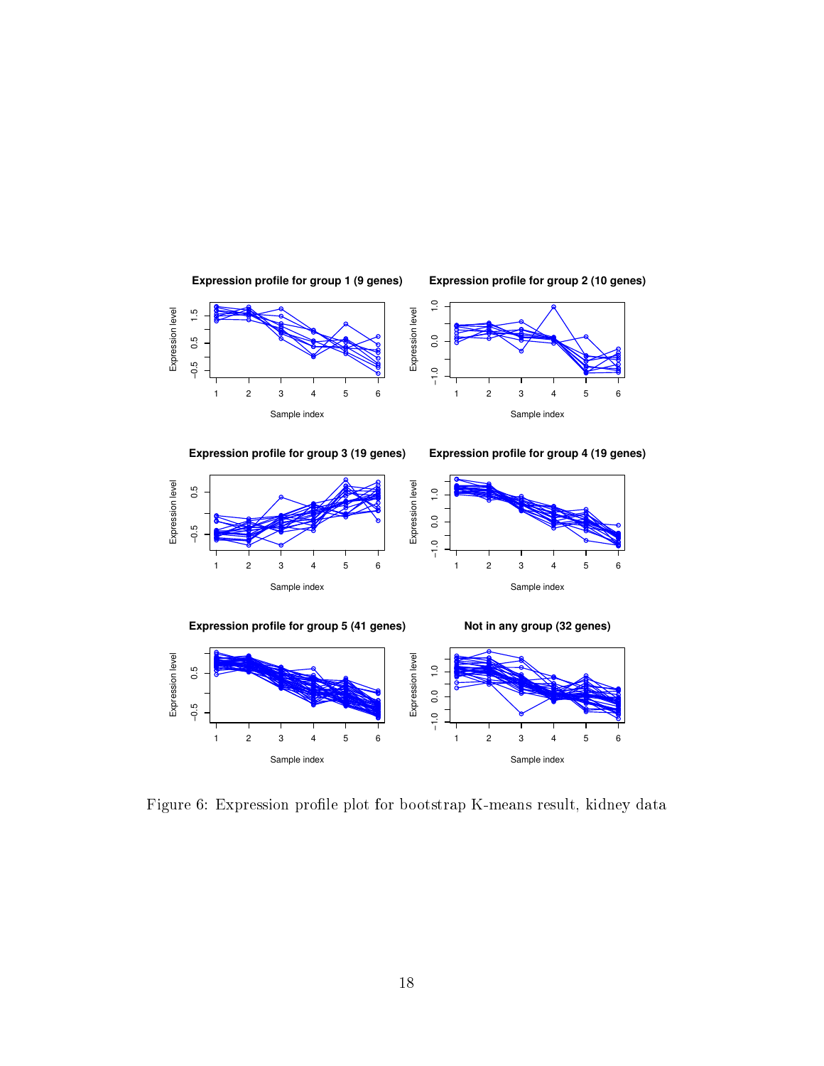Figure 6: Expression profile plot for bootstrap K-means result, kidney data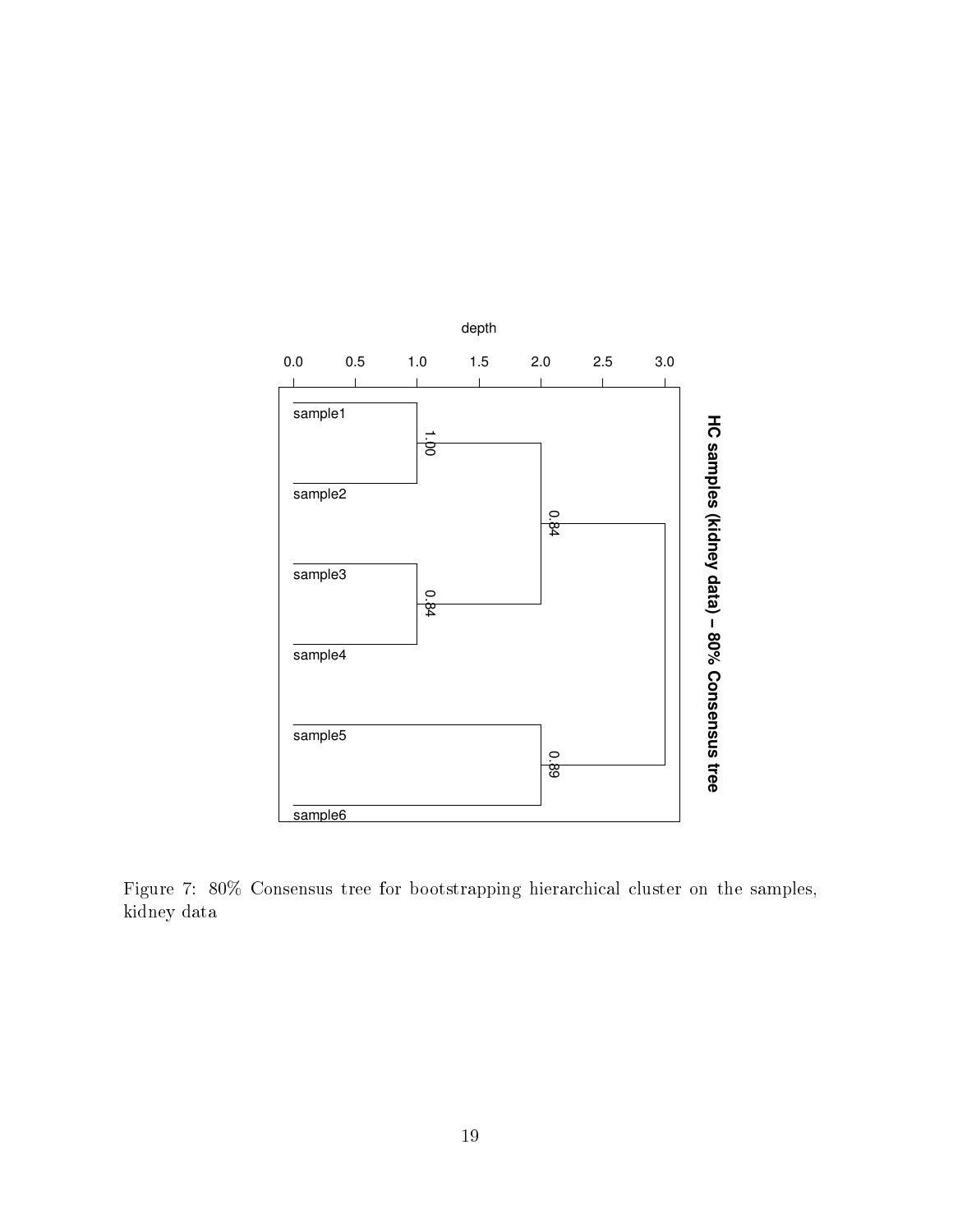Figure 7: 80% Consensus tree for bootstrapping hierarchical cluster on the samples, kidney data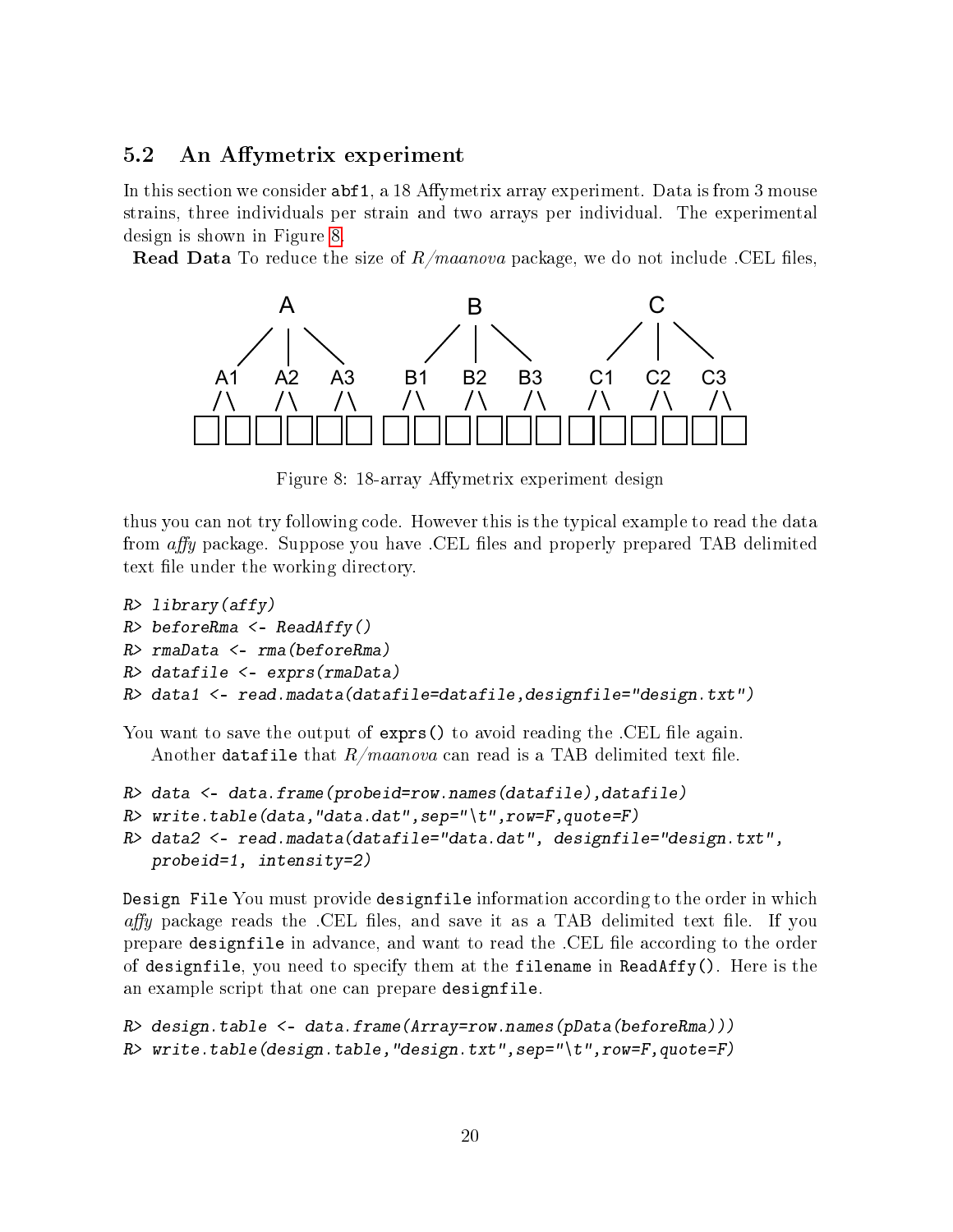## 5.2 An Affymetrix experiment

In this section we consider `abf1`, a 18 Affymetrix array experiment. Data is from 3 mouse strains, three individuals per strain and two arrays per individual. The experimental design is shown in Figure 8.

**Read Data** To reduce the size of *R/maanova* package, we do not include .CEL files,

Figure 8: 18-array Affymetrix experiment design

thus you can not try following code. However this is the typical example to read the data from *affy* package. Suppose you have .CEL files and properly prepared TAB delimited text file under the working directory.

```
R> library(affy)
R> beforeRma <- ReadAffy()
R> rmaData <- rma(beforeRma)
R> datafile <- exprs(rmaData)
R> data1 <- read.madata(datafile=datafile,designfile="design.txt")
```

You want to save the output of `exprs()` to avoid reading the .CEL file again.

Another `datafile` that *R/maanova* can read is a TAB delimited text file.

```
R> data <- data.frame(probeid=row.names(datafile),datafile)
R> write.table(data,"data.dat",sep="\t",row=F,quote=F)
R> data2 <- read.madata(datafile="data.dat", designfile="design.txt",
   probeid=1, intensity=2)
```

`Design File` You must provide `designfile` information according to the order in which *affy* package reads the .CEL files, and save it as a TAB delimited text file. If you prepare `designfile` in advance, and want to read the .CEL file according to the order of `designfile`, you need to specify them at the `filename` in `ReadAffy()`. Here is the an example script that one can prepare `designfile`.

```
R> design.table <- data.frame(Array=row.names(pData(beforeRma)))
R> write.table(design.table,"design.txt",sep="\t",row=F,quote=F)
```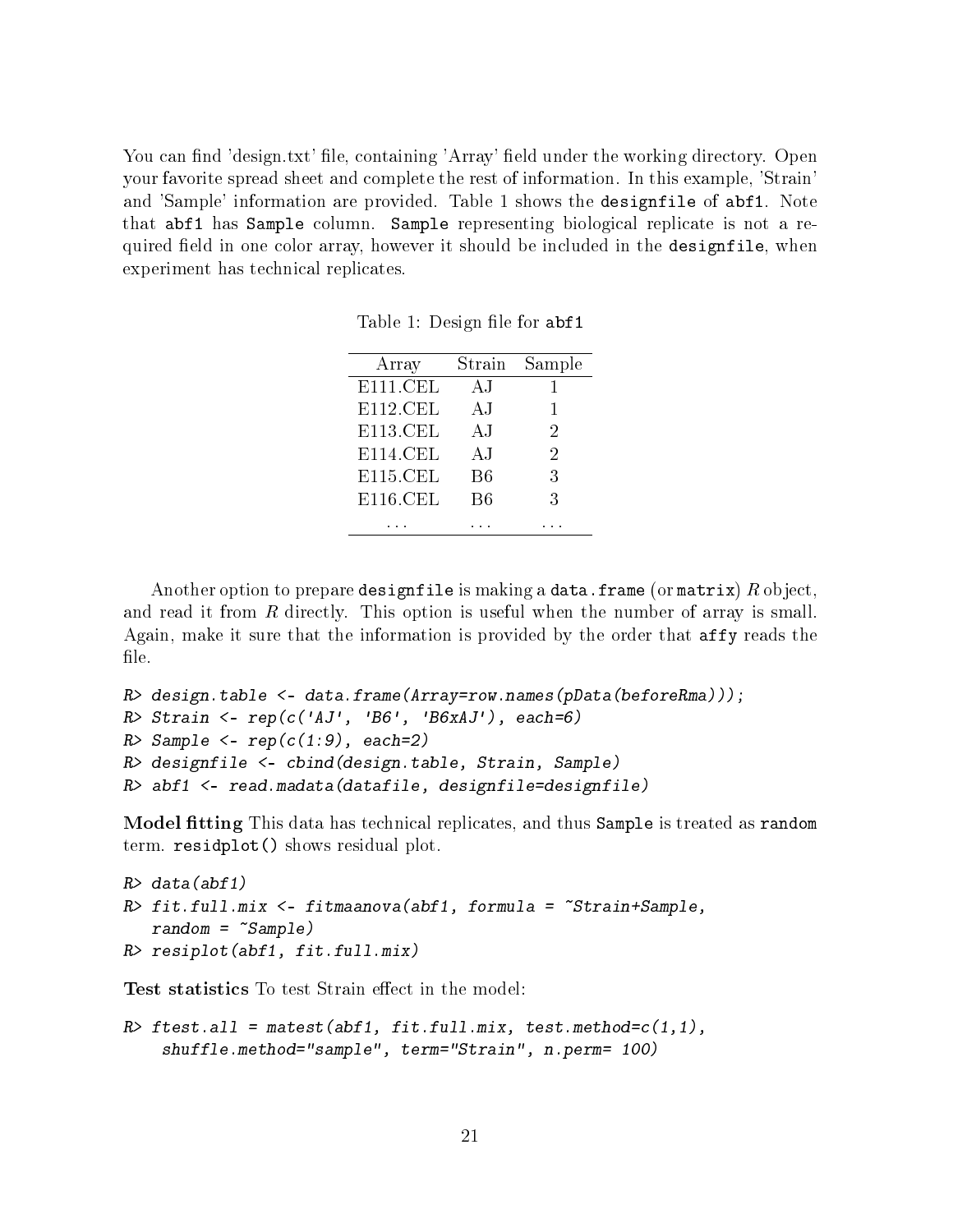You can find 'design.txt' file, containing 'Array' field under the working directory. Open your favorite spread sheet and complete the rest of information. In this example, 'Strain' and 'Sample' information are provided. Table 1 shows the `designfile` of `abf1`. Note that `abf1` has `Sample` column. `Sample` representing biological replicate is not a required field in one color array, however it should be included in the `designfile`, when experiment has technical replicates.

Table 1: Design file for `abf1`

| Array | Strain | Sample |
|---|---|---|
| E111.CEL | AJ | 1 |
| E112.CEL | AJ | 1 |
| E113.CEL | AJ | 2 |
| E114.CEL | AJ | 2 |
| E115.CEL | B6 | 3 |
| E116.CEL | B6 | 3 |
| ... | ... | ... |

Another option to prepare `designfile` is making a `data.frame` (or `matrix`) *R* object, and read it from *R* directly. This option is useful when the number of array is small. Again, make it sure that the information is provided by the order that `affy` reads the file.

```
R> design.table <- data.frame(Array=row.names(pData(beforeRma)));
R> Strain <- rep(c('AJ', 'B6', 'B6xAJ'), each=6)
R> Sample <- rep(c(1:9), each=2)
R> designfile <- cbind(design.table, Strain, Sample)
R> abf1 <- read.madata(datafile, designfile=designfile)
```

**Model fitting** This data has technical replicates, and thus `Sample` is treated as `random` term. `residplot()` shows residual plot.

```
R> data(abf1)
R> fit.full.mix <- fitmaanova(abf1, formula = ~Strain+Sample,
   random = ~Sample)
R> resiplot(abf1, fit.full.mix)
```

**Test statistics** To test Strain effect in the model:

```
R> ftest.all = matest(abf1, fit.full.mix, test.method=c(1,1),
    shuffle.method="sample", term="Strain", n.perm= 100)
```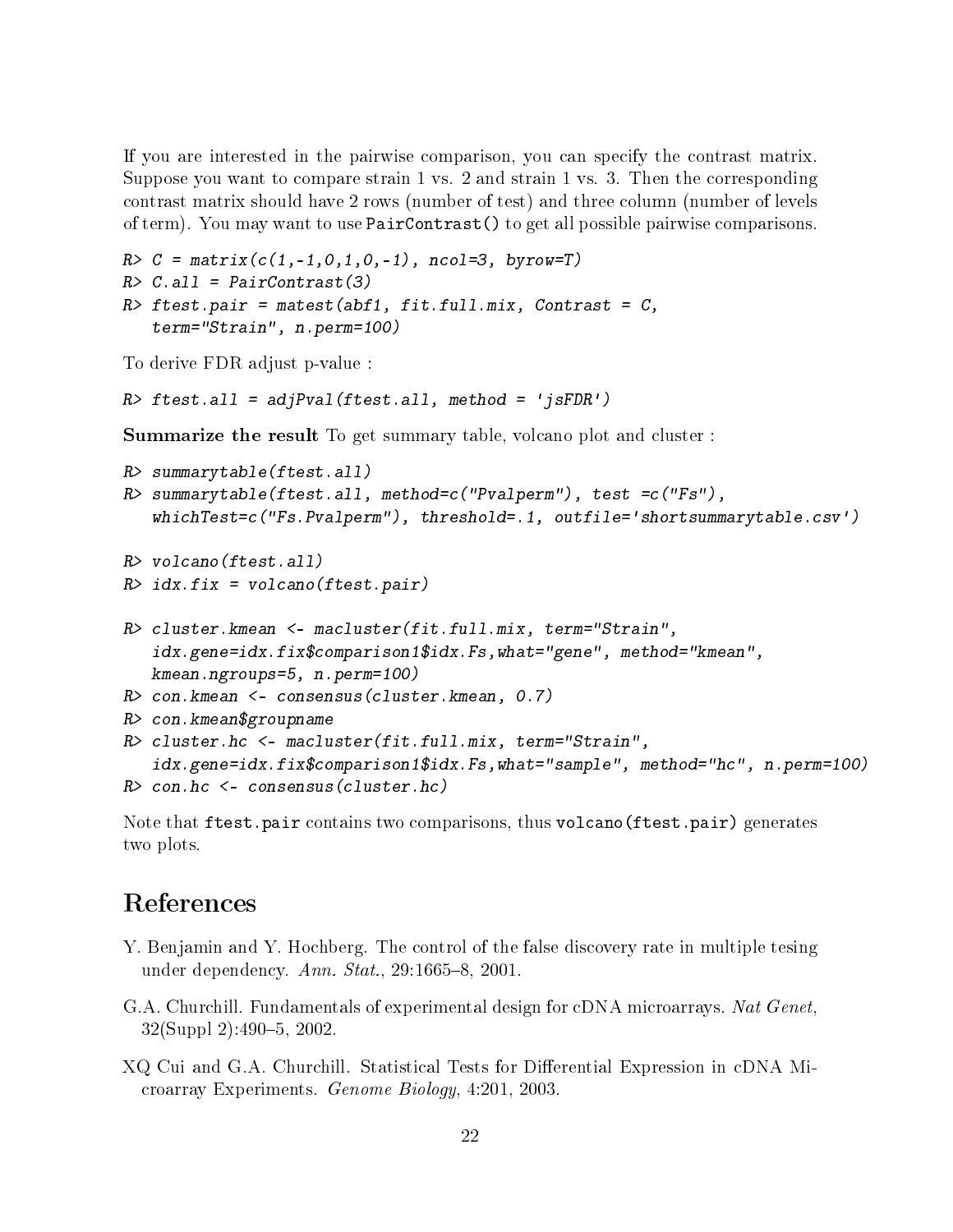If you are interested in the pairwise comparison, you can specify the contrast matrix. Suppose you want to compare strain 1 vs. 2 and strain 1 vs. 3. Then the corresponding contrast matrix should have 2 rows (number of test) and three column (number of levels of term). You may want to use `PairContrast()` to get all possible pairwise comparisons.

```
R> C = matrix(c(1,-1,0,1,0,-1), ncol=3, byrow=T)
R> C.all = PairContrast(3)
R> ftest.pair = matest(abf1, fit.full.mix, Contrast = C,
   term="Strain", n.perm=100)
```

To derive FDR adjust p-value :

```
R> ftest.all = adjPval(ftest.all, method = 'jsFDR')
```

**Summarize the result** To get summary table, volcano plot and cluster :

```
R> summarytable(ftest.all)
R> summarytable(ftest.all, method=c("Pvalperm"), test =c("Fs"),
   whichTest=c("Fs.Pvalperm"), threshold=.1, outfile='shortsummarytable.csv')

R> volcano(ftest.all)
R> idx.fix = volcano(ftest.pair)

R> cluster.kmean <- macluster(fit.full.mix, term="Strain",
   idx.gene=idx.fix$comparison1$idx.Fs,what="gene", method="kmean",
   kmean.ngroups=5, n.perm=100)
R> con.kmean <- consensus(cluster.kmean, 0.7)
R> con.kmean$groupname
R> cluster.hc <- macluster(fit.full.mix, term="Strain",
   idx.gene=idx.fix$comparison1$idx.Fs,what="sample", method="hc", n.perm=100)
R> con.hc <- consensus(cluster.hc)
```

Note that `ftest.pair` contains two comparisons, thus `volcano(ftest.pair)` generates two plots.

# References

Y. Benjamin and Y. Hochberg. The control of the false discovery rate in multiple tesing under dependency. *Ann. Stat.*, 29:1665–8, 2001.

G.A. Churchill. Fundamentals of experimental design for cDNA microarrays. *Nat Genet*, 32(Suppl 2):490–5, 2002.

XQ Cui and G.A. Churchill. Statistical Tests for Differential Expression in cDNA Microarray Experiments. *Genome Biology*, 4:201, 2003.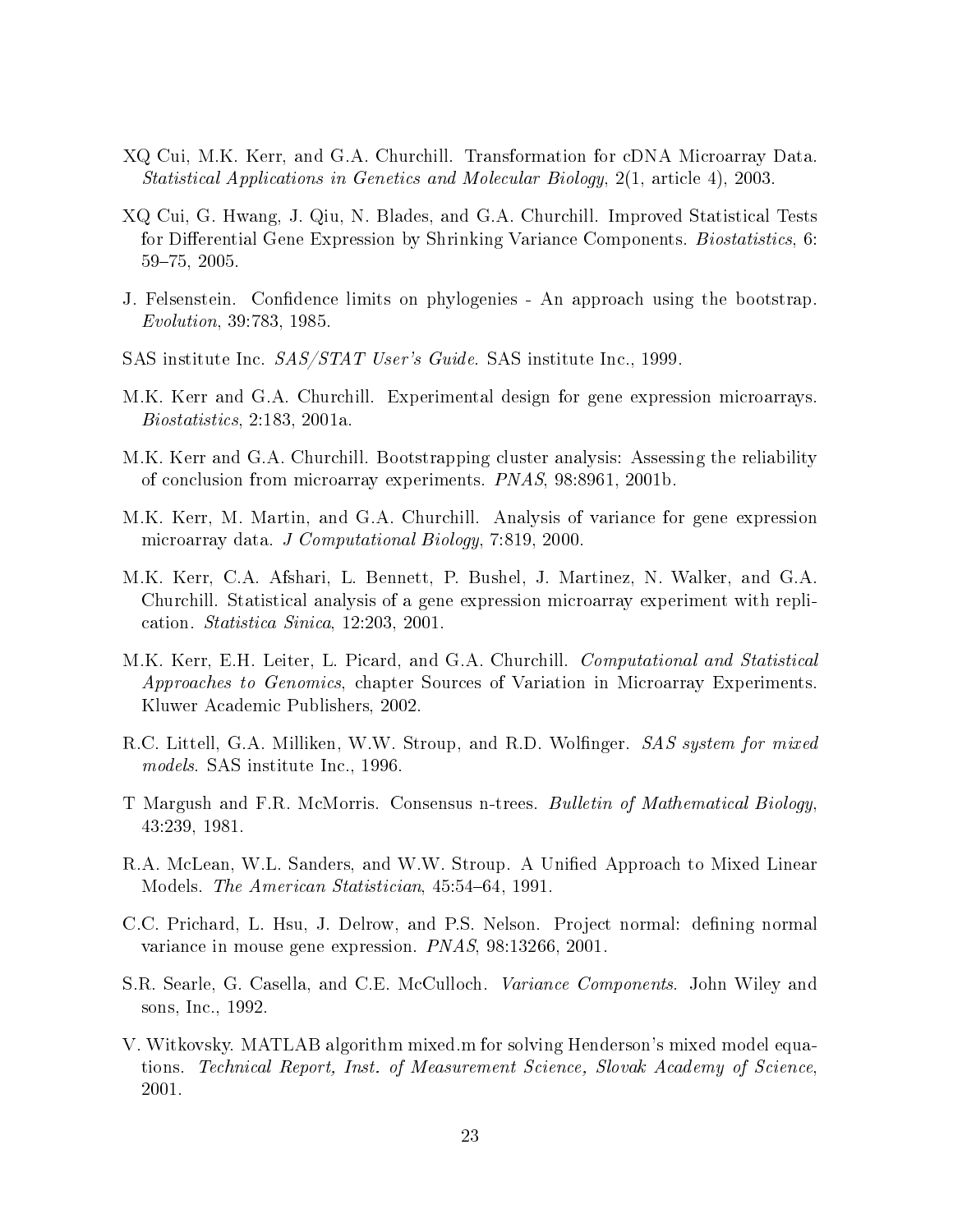XQ Cui, M.K. Kerr, and G.A. Churchill. Transformation for cDNA Microarray Data. *Statistical Applications in Genetics and Molecular Biology*, 2(1, article 4), 2003.

XQ Cui, G. Hwang, J. Qiu, N. Blades, and G.A. Churchill. Improved Statistical Tests for Differential Gene Expression by Shrinking Variance Components. *Biostatistics*, 6: 59–75, 2005.

J. Felsenstein. Confidence limits on phylogenies - An approach using the bootstrap. *Evolution*, 39:783, 1985.

SAS institute Inc. *SAS/STAT User's Guide*. SAS institute Inc., 1999.

M.K. Kerr and G.A. Churchill. Experimental design for gene expression microarrays. *Biostatistics*, 2:183, 2001a.

M.K. Kerr and G.A. Churchill. Bootstrapping cluster analysis: Assessing the reliability of conclusion from microarray experiments. *PNAS*, 98:8961, 2001b.

M.K. Kerr, M. Martin, and G.A. Churchill. Analysis of variance for gene expression microarray data. *J Computational Biology*, 7:819, 2000.

M.K. Kerr, C.A. Afshari, L. Bennett, P. Bushel, J. Martinez, N. Walker, and G.A. Churchill. Statistical analysis of a gene expression microarray experiment with replication. *Statistica Sinica*, 12:203, 2001.

M.K. Kerr, E.H. Leiter, L. Picard, and G.A. Churchill. *Computational and Statistical Approaches to Genomics*, chapter Sources of Variation in Microarray Experiments. Kluwer Academic Publishers, 2002.

R.C. Littell, G.A. Milliken, W.W. Stroup, and R.D. Wolfinger. *SAS system for mixed models*. SAS institute Inc., 1996.

T Margush and F.R. McMorris. Consensus n-trees. *Bulletin of Mathematical Biology*, 43:239, 1981.

R.A. McLean, W.L. Sanders, and W.W. Stroup. A Unified Approach to Mixed Linear Models. *The American Statistician*, 45:54–64, 1991.

C.C. Prichard, L. Hsu, J. Delrow, and P.S. Nelson. Project normal: defining normal variance in mouse gene expression. *PNAS*, 98:13266, 2001.

S.R. Searle, G. Casella, and C.E. McCulloch. *Variance Components*. John Wiley and sons, Inc., 1992.

V. Witkovsky. MATLAB algorithm mixed.m for solving Henderson's mixed model equations. *Technical Report, Inst. of Measurement Science, Slovak Academy of Science*, 2001.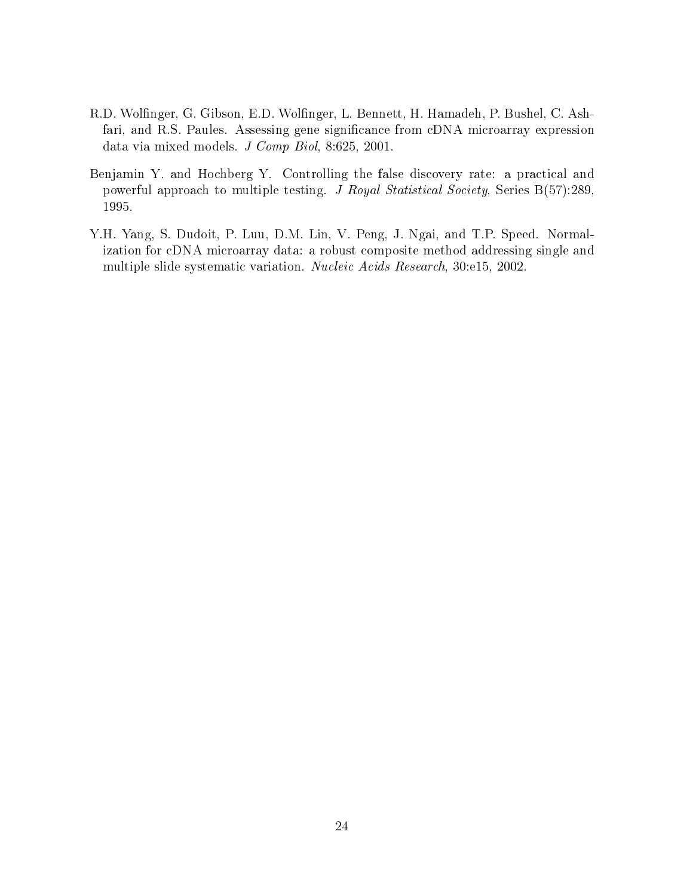R.D. Wolfinger, G. Gibson, E.D. Wolfinger, L. Bennett, H. Hamadeh, P. Bushel, C. Ashfari, and R.S. Paules. Assessing gene significance from cDNA microarray expression data via mixed models. *J Comp Biol*, 8:625, 2001.

Benjamin Y. and Hochberg Y. Controlling the false discovery rate: a practical and powerful approach to multiple testing. *J Royal Statistical Society*, Series B(57):289, 1995.

Y.H. Yang, S. Dudoit, P. Luu, D.M. Lin, V. Peng, J. Ngai, and T.P. Speed. Normalization for cDNA microarray data: a robust composite method addressing single and multiple slide systematic variation. *Nucleic Acids Research*, 30:e15, 2002.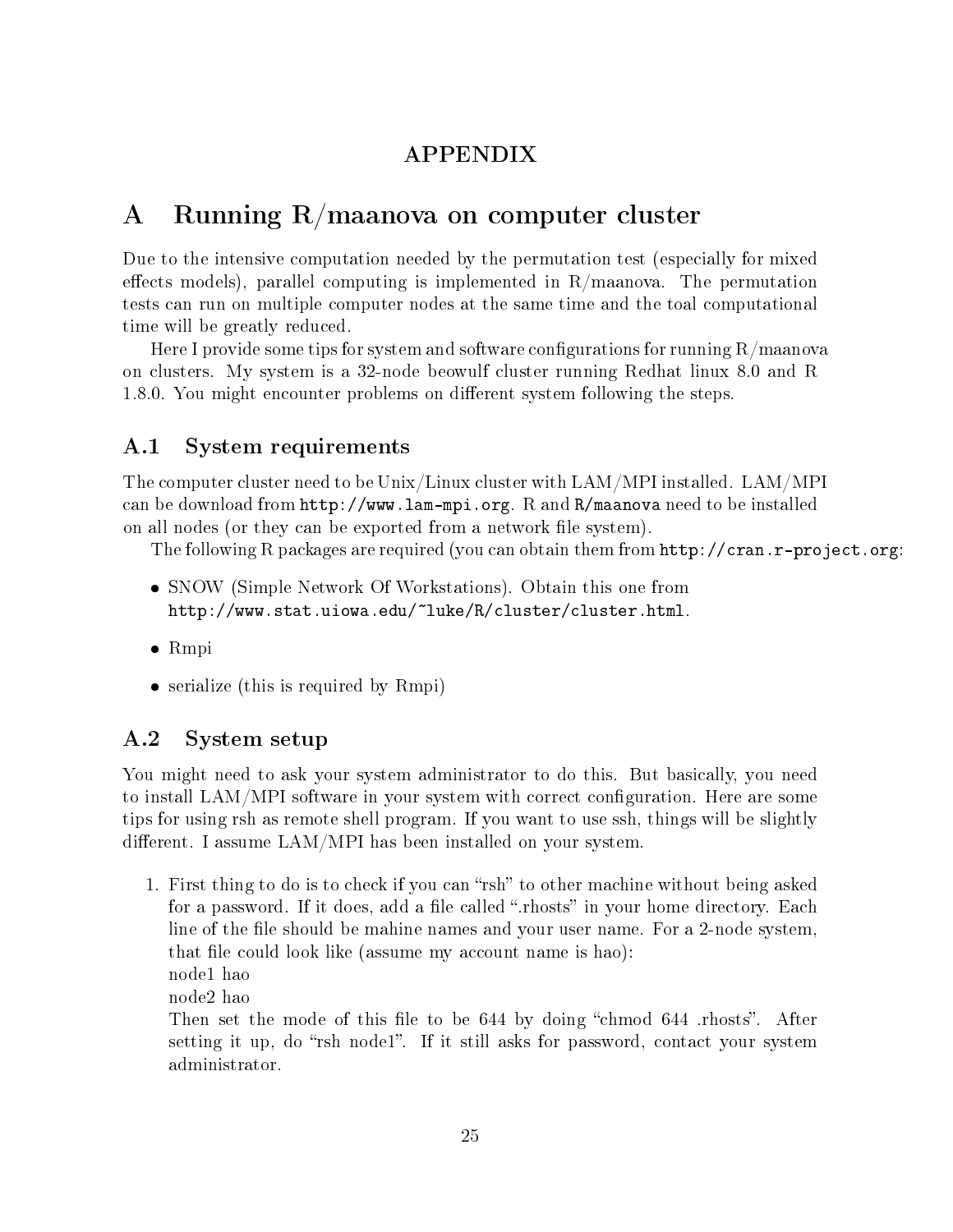# APPENDIX

# A Running R/maanova on computer cluster

Due to the intensive computation needed by the permutation test (especially for mixed effects models), parallel computing is implemented in R/maanova. The permutation tests can run on multiple computer nodes at the same time and the toal computational time will be greatly reduced.

Here I provide some tips for system and software configurations for running R/maanova on clusters. My system is a 32-node beowulf cluster running Redhat linux 8.0 and R 1.8.0. You might encounter problems on different system following the steps.

## A.1 System requirements

The computer cluster need to be Unix/Linux cluster with LAM/MPI installed. LAM/MPI can be download from `http://www.lam-mpi.org`. R and `R/maanova` need to be installed on all nodes (or they can be exported from a network file system).

The following R packages are required (you can obtain them from `http://cran.r-project.org`:

- SNOW (Simple Network Of Workstations). Obtain this one from `http://www.stat.uiowa.edu/~luke/R/cluster/cluster.html`.
- Rmpi
- serialize (this is required by Rmpi)

## A.2 System setup

You might need to ask your system administrator to do this. But basically, you need to install LAM/MPI software in your system with correct configuration. Here are some tips for using rsh as remote shell program. If you want to use ssh, things will be slightly different. I assume LAM/MPI has been installed on your system.

1. First thing to do is to check if you can "rsh" to other machine without being asked for a password. If it does, add a file called ".rhosts" in your home directory. Each line of the file should be mahine names and your user name. For a 2-node system, that file could look like (assume my account name is hao):
   node1 hao
   node2 hao
   Then set the mode of this file to be 644 by doing "chmod 644 .rhosts". After setting it up, do "rsh node1". If it still asks for password, contact your system administrator.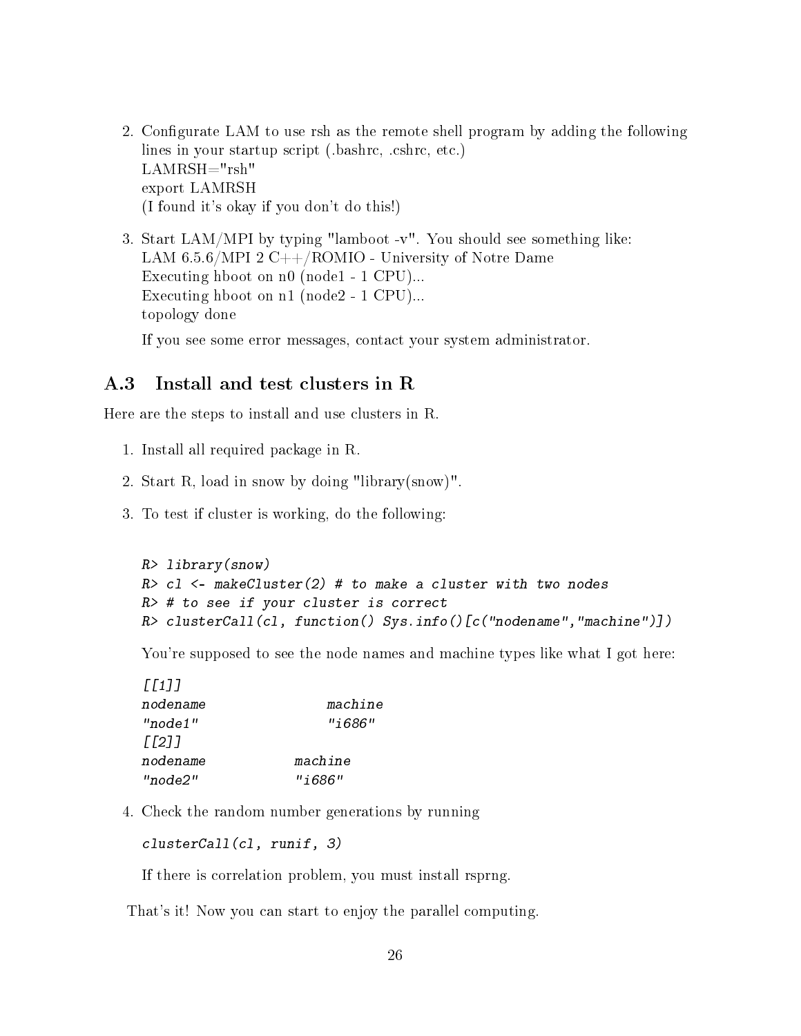2. Configurate LAM to use rsh as the remote shell program by adding the following lines in your startup script (.bashrc, .cshrc, etc.)
   LAMRSH="rsh"
   export LAMRSH
   (I found it's okay if you don't do this!)

3. Start LAM/MPI by typing "lamboot -v". You should see something like:
   LAM 6.5.6/MPI 2 C++/ROMIO - University of Notre Dame
   Executing hboot on n0 (node1 - 1 CPU)...
   Executing hboot on n1 (node2 - 1 CPU)...
   topology done

   If you see some error messages, contact your system administrator.

## A.3 Install and test clusters in R

Here are the steps to install and use clusters in R.

1. Install all required package in R.

2. Start R, load in snow by doing "library(snow)".

3. To test if cluster is working, do the following:

```
R> library(snow)
R> cl <- makeCluster(2) # to make a cluster with two nodes
R> # to see if your cluster is correct
R> clusterCall(cl, function() Sys.info()[c("nodename","machine")])
```

   You're supposed to see the node names and machine types like what I got here:

```
[[1]]
nodename            machine
"node1"             "i686"
[[2]]
nodename        machine
"node2"         "i686"
```

4. Check the random number generations by running

```
clusterCall(cl, runif, 3)
```

   If there is correlation problem, you must install rsprng.

That's it! Now you can start to enjoy the parallel computing.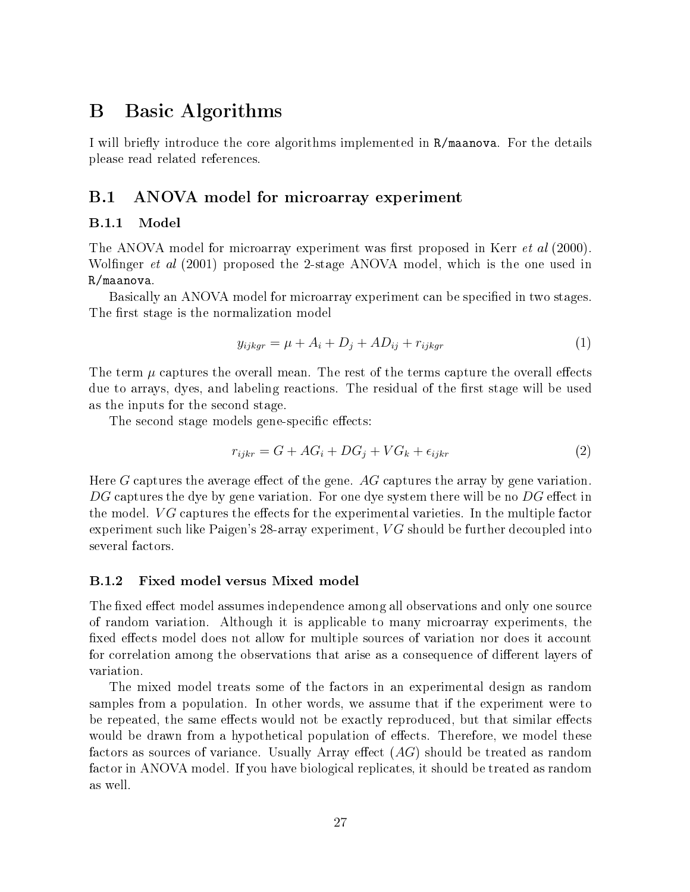# B Basic Algorithms

I will briefly introduce the core algorithms implemented in `R/maanova`. For the details please read related references.

## B.1 ANOVA model for microarray experiment

### B.1.1 Model

The ANOVA model for microarray experiment was first proposed in Kerr *et al* (2000). Wolfinger *et al* (2001) proposed the 2-stage ANOVA model, which is the one used in `R/maanova`.

Basically an ANOVA model for microarray experiment can be specified in two stages. The first stage is the normalization model

$$y_{ijkgr} = \mu + A_i + D_j + AD_{ij} + r_{ijkgr} \tag{1}$$

The term $\mu$ captures the overall mean. The rest of the terms capture the overall effects due to arrays, dyes, and labeling reactions. The residual of the first stage will be used as the inputs for the second stage.

The second stage models gene-specific effects:

$$r_{ijkr} = G + AG_i + DG_j + VG_k + \epsilon_{ijkr} \tag{2}$$

Here $G$ captures the average effect of the gene. $AG$ captures the array by gene variation. $DG$ captures the dye by gene variation. For one dye system there will be no $DG$ effect in the model. $VG$ captures the effects for the experimental varieties. In the multiple factor experiment such like Paigen's 28-array experiment, $VG$ should be further decoupled into several factors.

### B.1.2 Fixed model versus Mixed model

The fixed effect model assumes independence among all observations and only one source of random variation. Although it is applicable to many microarray experiments, the fixed effects model does not allow for multiple sources of variation nor does it account for correlation among the observations that arise as a consequence of different layers of variation.

The mixed model treats some of the factors in an experimental design as random samples from a population. In other words, we assume that if the experiment were to be repeated, the same effects would not be exactly reproduced, but that similar effects would be drawn from a hypothetical population of effects. Therefore, we model these factors as sources of variance. Usually Array effect ($AG$) should be treated as random factor in ANOVA model. If you have biological replicates, it should be treated as random as well.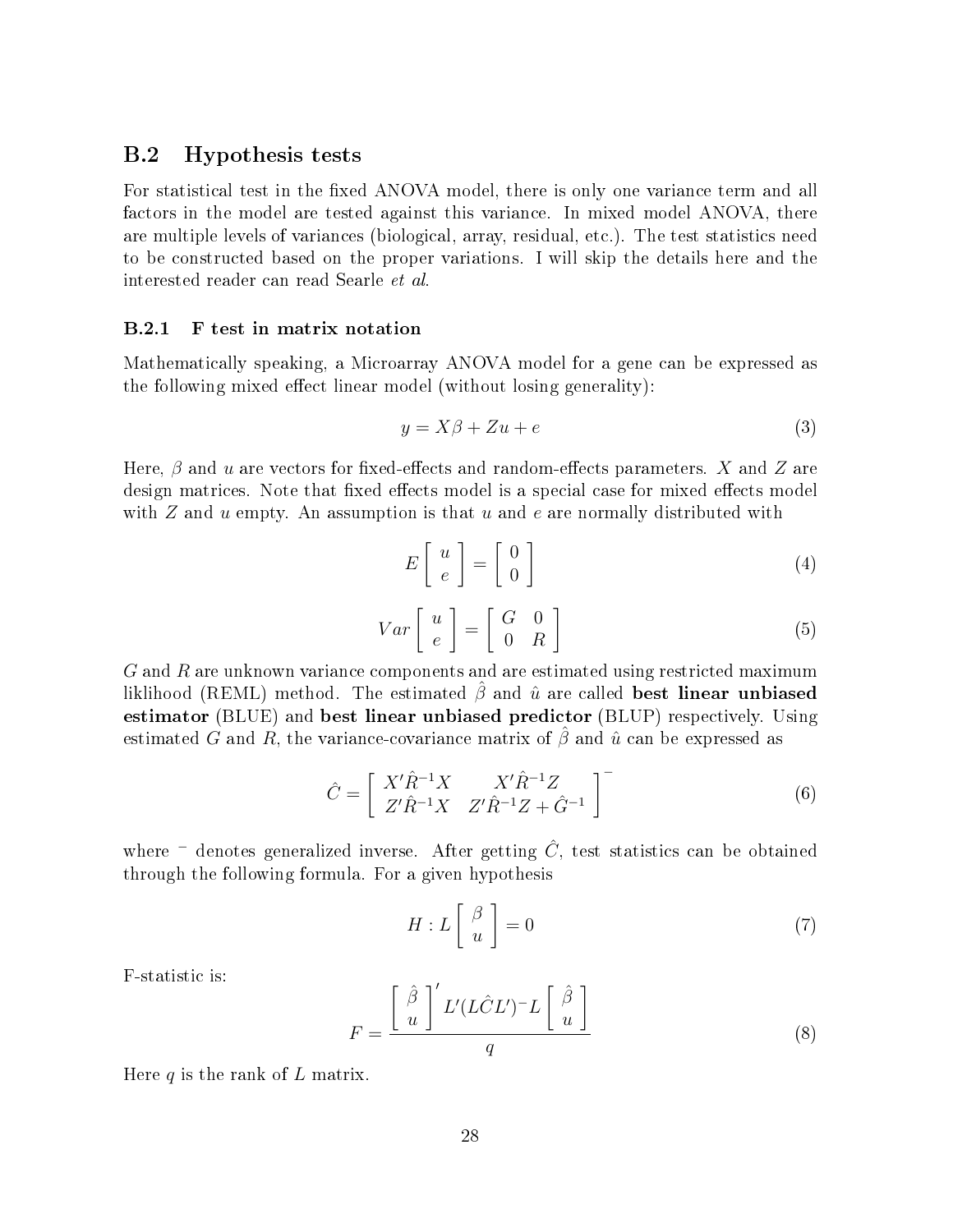## B.2 Hypothesis tests

For statistical test in the fixed ANOVA model, there is only one variance term and all factors in the model are tested against this variance. In mixed model ANOVA, there are multiple levels of variances (biological, array, residual, etc.). The test statistics need to be constructed based on the proper variations. I will skip the details here and the interested reader can read Searle *et al*.

### B.2.1 F test in matrix notation

Mathematically speaking, a Microarray ANOVA model for a gene can be expressed as the following mixed effect linear model (without losing generality):

$$y = X\beta + Zu + e \tag{3}$$

Here, $\beta$ and $u$ are vectors for fixed-effects and random-effects parameters. $X$ and $Z$ are design matrices. Note that fixed effects model is a special case for mixed effects model with $Z$ and $u$ empty. An assumption is that $u$ and $e$ are normally distributed with

$$E\begin{bmatrix} u \\ e \end{bmatrix} = \begin{bmatrix} 0 \\ 0 \end{bmatrix} \tag{4}$$

$$Var\begin{bmatrix} u \\ e \end{bmatrix} = \begin{bmatrix} G & 0 \\ 0 & R \end{bmatrix} \tag{5}$$

$G$ and $R$ are unknown variance components and are estimated using restricted maximum liklihood (REML) method. The estimated $\hat{\beta}$ and $\hat{u}$ are called **best linear unbiased estimator** (BLUE) and **best linear unbiased predictor** (BLUP) respectively. Using estimated $G$ and $R$, the variance-covariance matrix of $\hat{\beta}$ and $\hat{u}$ can be expressed as

$$\hat{C} = \begin{bmatrix} X'\hat{R}^{-1}X & X'\hat{R}^{-1}Z \\ Z'\hat{R}^{-1}X & Z'\hat{R}^{-1}Z + \hat{G}^{-1} \end{bmatrix}^{-} \tag{6}$$

where $^{-}$ denotes generalized inverse. After getting $\hat{C}$, test statistics can be obtained through the following formula. For a given hypothesis

$$H : L\begin{bmatrix} \beta \\ u \end{bmatrix} = 0 \tag{7}$$

F-statistic is:

$$F = \frac{\begin{bmatrix} \hat{\beta} \\ u \end{bmatrix}' L'(L\hat{C}L')^{-}L\begin{bmatrix} \hat{\beta} \\ u \end{bmatrix}}{q} \tag{8}$$

Here $q$ is the rank of $L$ matrix.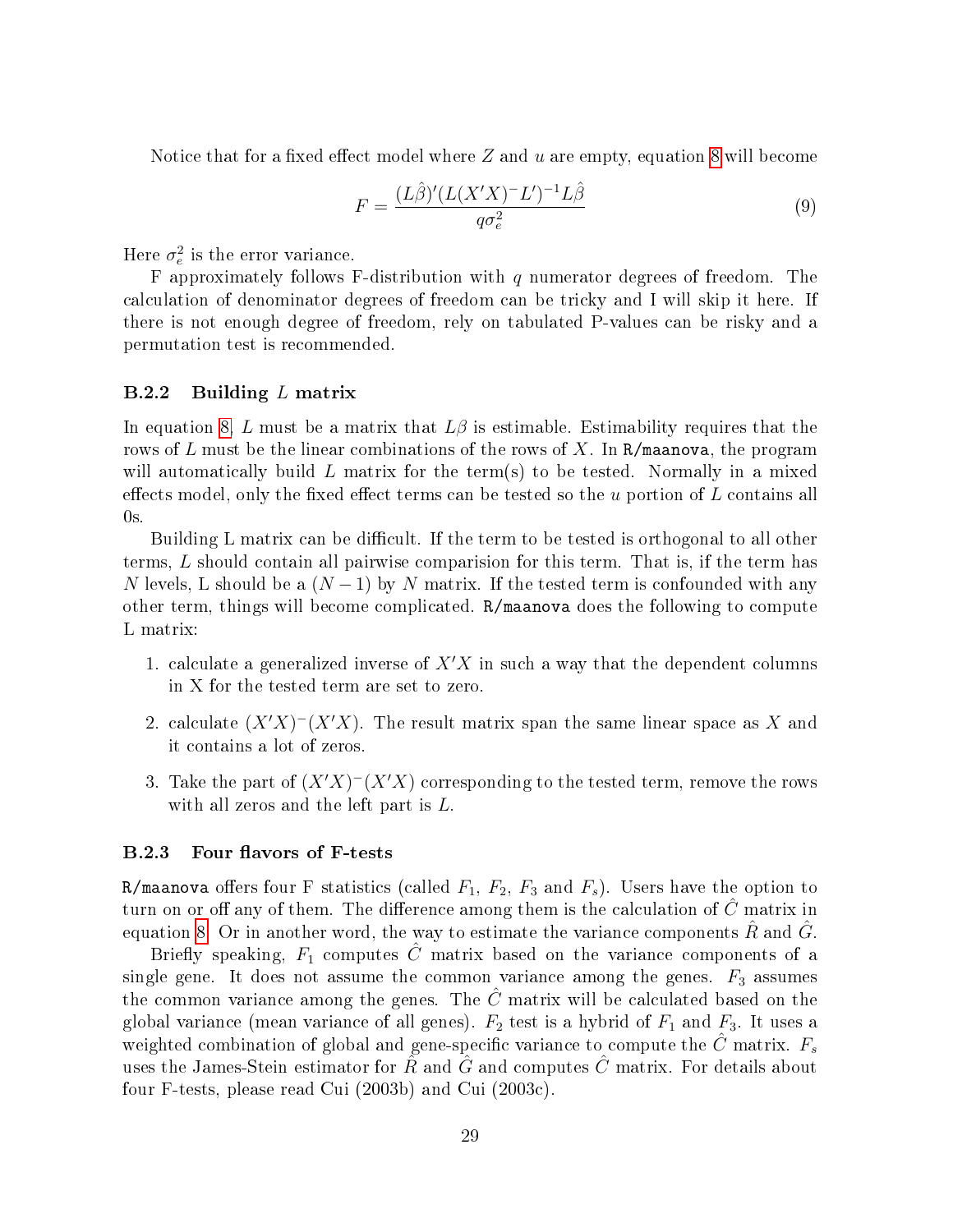Notice that for a fixed effect model where $Z$ and $u$ are empty, equation 8 will become

$$F = \frac{(L\hat{\beta})'(L(X'X)^{-}L')^{-1}L\hat{\beta}}{q\sigma_e^2} \tag{9}$$

Here $\sigma_e^2$ is the error variance.

F approximately follows F-distribution with $q$ numerator degrees of freedom. The calculation of denominator degrees of freedom can be tricky and I will skip it here. If there is not enough degree of freedom, rely on tabulated P-values can be risky and a permutation test is recommended.

### B.2.2 Building $L$ matrix

In equation 8, $L$ must be a matrix that $L\beta$ is estimable. Estimability requires that the rows of $L$ must be the linear combinations of the rows of $X$. In `R/maanova`, the program will automatically build $L$ matrix for the term(s) to be tested. Normally in a mixed effects model, only the fixed effect terms can be tested so the $u$ portion of $L$ contains all 0s.

Building L matrix can be difficult. If the term to be tested is orthogonal to all other terms, $L$ should contain all pairwise comparision for this term. That is, if the term has $N$ levels, L should be a $(N-1)$ by $N$ matrix. If the tested term is confounded with any other term, things will become complicated. `R/maanova` does the following to compute L matrix:

1. calculate a generalized inverse of $X'X$ in such a way that the dependent columns in X for the tested term are set to zero.
2. calculate $(X'X)^{-}(X'X)$. The result matrix span the same linear space as $X$ and it contains a lot of zeros.
3. Take the part of $(X'X)^{-}(X'X)$ corresponding to the tested term, remove the rows with all zeros and the left part is $L$.

### B.2.3 Four flavors of F-tests

`R/maanova` offers four F statistics (called $F_1$, $F_2$, $F_3$ and $F_s$). Users have the option to turn on or off any of them. The difference among them is the calculation of $\hat{C}$ matrix in equation 8. Or in another word, the way to estimate the variance components $\hat{R}$ and $\hat{G}$.

Briefly speaking, $F_1$ computes $\hat{C}$ matrix based on the variance components of a single gene. It does not assume the common variance among the genes. $F_3$ assumes the common variance among the genes. The $\hat{C}$ matrix will be calculated based on the global variance (mean variance of all genes). $F_2$ test is a hybrid of $F_1$ and $F_3$. It uses a weighted combination of global and gene-specific variance to compute the $\hat{C}$ matrix. $F_s$ uses the James-Stein estimator for $\hat{R}$ and $\hat{G}$ and computes $\hat{C}$ matrix. For details about four F-tests, please read Cui (2003b) and Cui (2003c).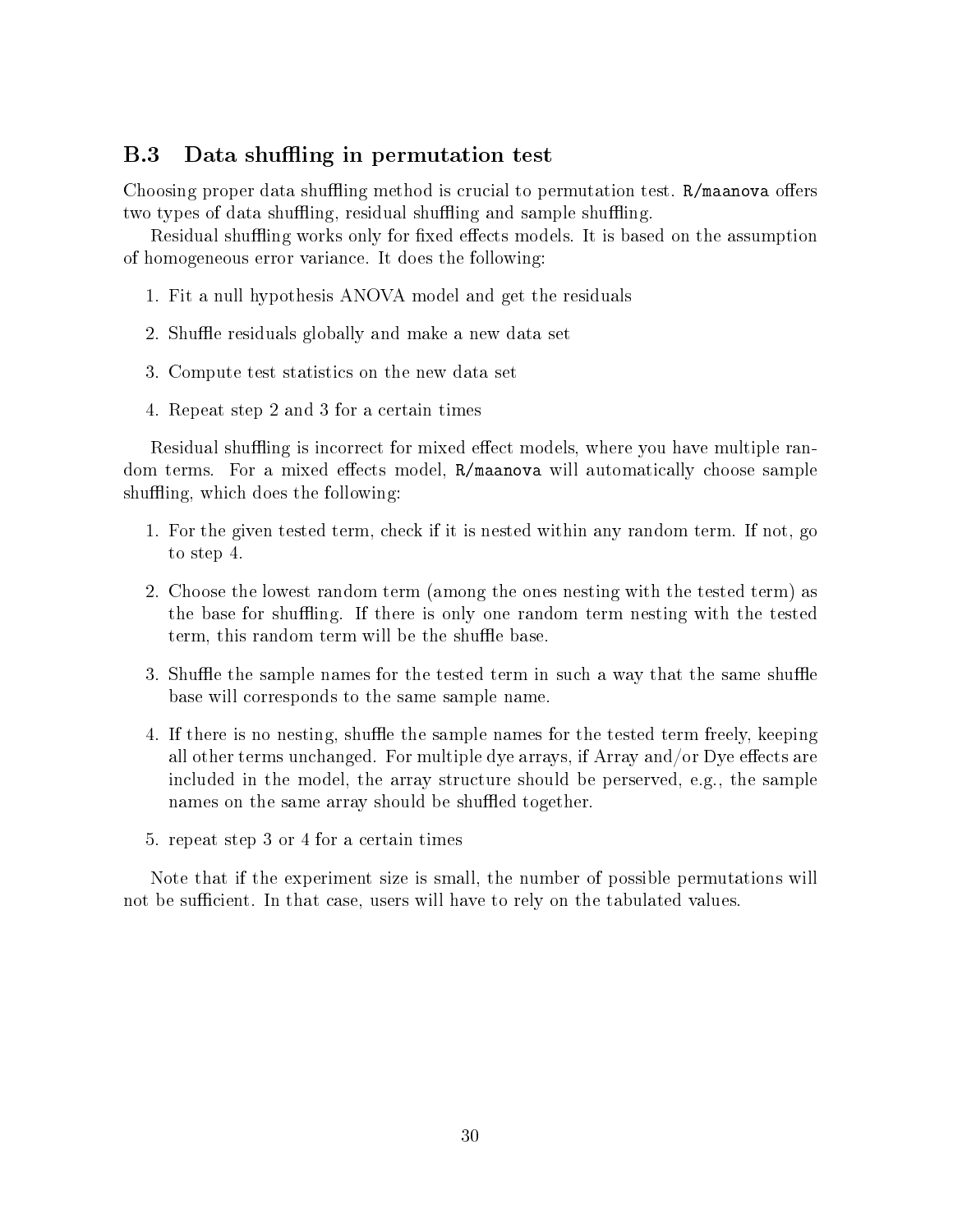## B.3 Data shuffling in permutation test

Choosing proper data shuffling method is crucial to permutation test. `R/maanova` offers two types of data shuffling, residual shuffling and sample shuffling.

Residual shuffling works only for fixed effects models. It is based on the assumption of homogeneous error variance. It does the following:

1. Fit a null hypothesis ANOVA model and get the residuals
2. Shuffle residuals globally and make a new data set
3. Compute test statistics on the new data set
4. Repeat step 2 and 3 for a certain times

Residual shuffling is incorrect for mixed effect models, where you have multiple random terms. For a mixed effects model, `R/maanova` will automatically choose sample shuffling, which does the following:

1. For the given tested term, check if it is nested within any random term. If not, go to step 4.
2. Choose the lowest random term (among the ones nesting with the tested term) as the base for shuffling. If there is only one random term nesting with the tested term, this random term will be the shuffle base.
3. Shuffle the sample names for the tested term in such a way that the same shuffle base will corresponds to the same sample name.
4. If there is no nesting, shuffle the sample names for the tested term freely, keeping all other terms unchanged. For multiple dye arrays, if Array and/or Dye effects are included in the model, the array structure should be perserved, e.g., the sample names on the same array should be shuffled together.
5. repeat step 3 or 4 for a certain times

Note that if the experiment size is small, the number of possible permutations will not be sufficient. In that case, users will have to rely on the tabulated values.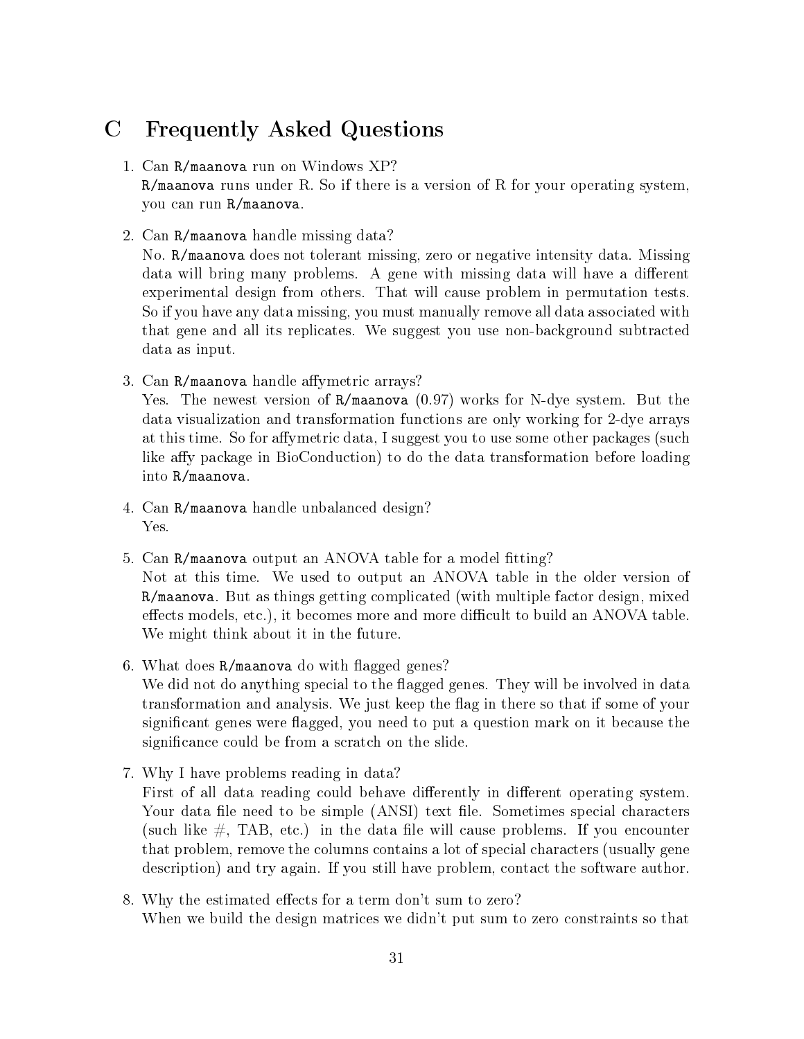# C Frequently Asked Questions

1. Can `R/maanova` run on Windows XP?
   `R/maanova` runs under R. So if there is a version of R for your operating system, you can run `R/maanova`.

2. Can `R/maanova` handle missing data?
   No. `R/maanova` does not tolerant missing, zero or negative intensity data. Missing data will bring many problems. A gene with missing data will have a different experimental design from others. That will cause problem in permutation tests. So if you have any data missing, you must manually remove all data associated with that gene and all its replicates. We suggest you use non-background subtracted data as input.

3. Can `R/maanova` handle affymetric arrays?
   Yes. The newest version of `R/maanova` (0.97) works for N-dye system. But the data visualization and transformation functions are only working for 2-dye arrays at this time. So for affymetric data, I suggest you to use some other packages (such like affy package in BioConduction) to do the data transformation before loading into `R/maanova`.

4. Can `R/maanova` handle unbalanced design?
   Yes.

5. Can `R/maanova` output an ANOVA table for a model fitting?
   Not at this time. We used to output an ANOVA table in the older version of `R/maanova`. But as things getting complicated (with multiple factor design, mixed effects models, etc.), it becomes more and more difficult to build an ANOVA table. We might think about it in the future.

6. What does `R/maanova` do with flagged genes?
   We did not do anything special to the flagged genes. They will be involved in data transformation and analysis. We just keep the flag in there so that if some of your significant genes were flagged, you need to put a question mark on it because the significance could be from a scratch on the slide.

7. Why I have problems reading in data?
   First of all data reading could behave differently in different operating system. Your data file need to be simple (ANSI) text file. Sometimes special characters (such like #, TAB, etc.) in the data file will cause problems. If you encounter that problem, remove the columns contains a lot of special characters (usually gene description) and try again. If you still have problem, contact the software author.

8. Why the estimated effects for a term don't sum to zero?
   When we build the design matrices we didn't put sum to zero constraints so that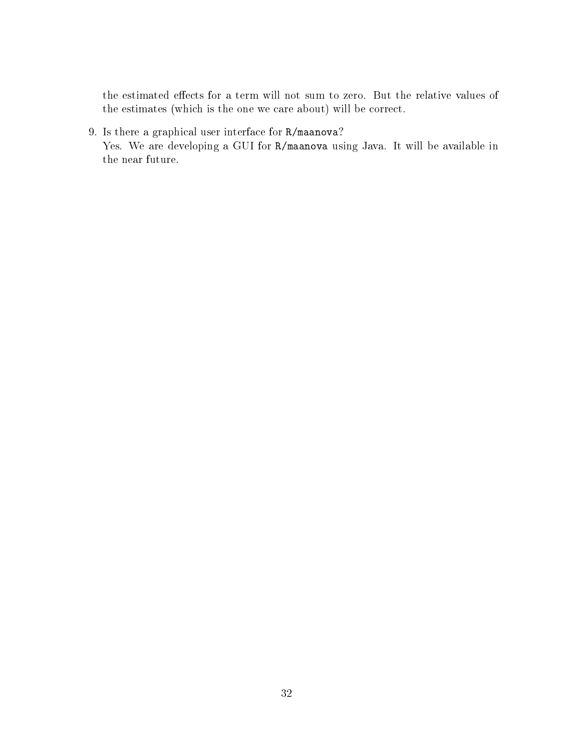the estimated effects for a term will not sum to zero. But the relative values of the estimates (which is the one we care about) will be correct.

9. Is there a graphical user interface for `R/maanova`?
   Yes. We are developing a GUI for `R/maanova` using Java. It will be available in the near future.